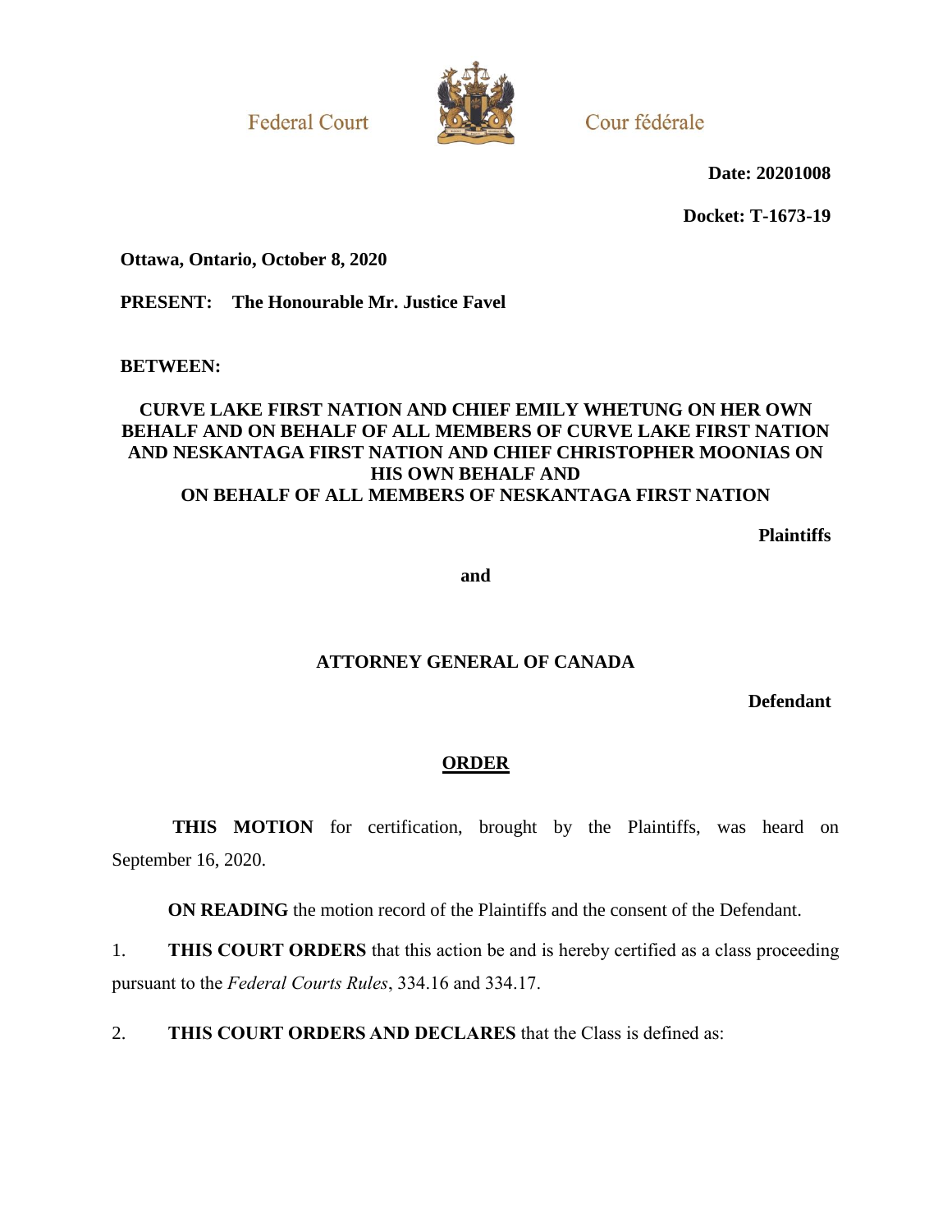Federal Court                Cour fédérale

**Date: 20201008**

**Docket: T-1673-19**

**Ottawa, Ontario, October 8, 2020**

**PRESENT: The Honourable Mr. Justice Favel**

**BETWEEN:**

**CURVE LAKE FIRST NATION AND CHIEF EMILY WHETUNG ON HER OWN BEHALF AND ON BEHALF OF ALL MEMBERS OF CURVE LAKE FIRST NATION AND NESKANTAGA FIRST NATION AND CHIEF CHRISTOPHER MOONIAS ON HIS OWN BEHALF AND ON BEHALF OF ALL MEMBERS OF NESKANTAGA FIRST NATION**

**Plaintiffs**

**and**

**ATTORNEY GENERAL OF CANADA**

**Defendant**

## ORDER

**THIS MOTION** for certification, brought by the Plaintiffs, was heard on September 16, 2020.

**ON READING** the motion record of the Plaintiffs and the consent of the Defendant.

1. **THIS COURT ORDERS** that this action be and is hereby certified as a class proceeding pursuant to the *Federal Courts Rules*, 334.16 and 334.17.

2. **THIS COURT ORDERS AND DECLARES** that the Class is defined as: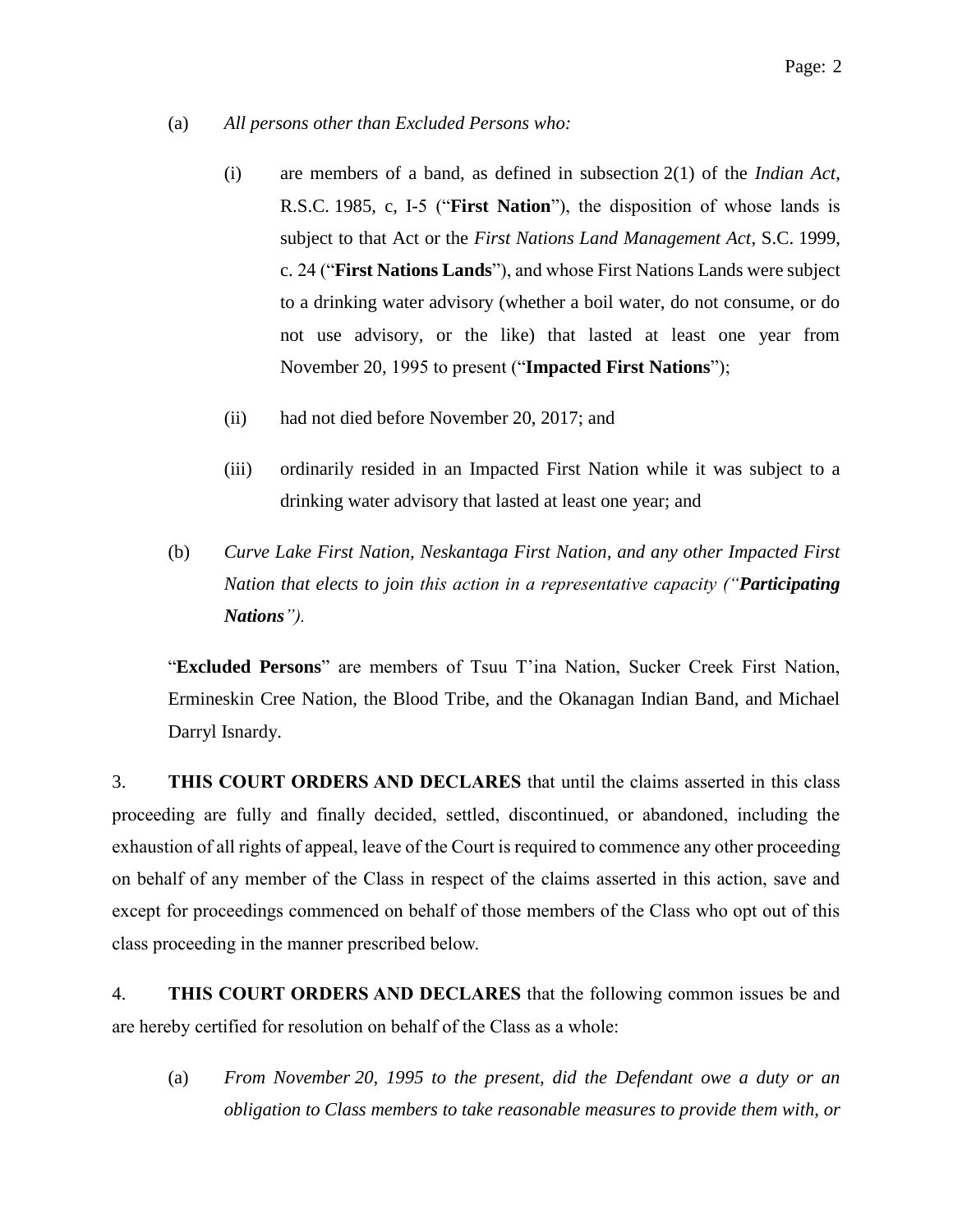(a) *All persons other than Excluded Persons who:*

  (i) are members of a band, as defined in subsection 2(1) of the *Indian Act*, R.S.C. 1985, c, I-5 ("**First Nation**"), the disposition of whose lands is subject to that Act or the *First Nations Land Management Act*, S.C. 1999, c. 24 ("**First Nations Lands**"), and whose First Nations Lands were subject to a drinking water advisory (whether a boil water, do not consume, or do not use advisory, or the like) that lasted at least one year from November 20, 1995 to present ("**Impacted First Nations**");

  (ii) had not died before November 20, 2017; and

  (iii) ordinarily resided in an Impacted First Nation while it was subject to a drinking water advisory that lasted at least one year; and

(b) *Curve Lake First Nation, Neskantaga First Nation, and any other Impacted First Nation that elects to join this action in a representative capacity ("**Participating Nations**").*

"**Excluded Persons**" are members of Tsuu T'ina Nation, Sucker Creek First Nation, Ermineskin Cree Nation, the Blood Tribe, and the Okanagan Indian Band, and Michael Darryl Isnardy.

3. **THIS COURT ORDERS AND DECLARES** that until the claims asserted in this class proceeding are fully and finally decided, settled, discontinued, or abandoned, including the exhaustion of all rights of appeal, leave of the Court is required to commence any other proceeding on behalf of any member of the Class in respect of the claims asserted in this action, save and except for proceedings commenced on behalf of those members of the Class who opt out of this class proceeding in the manner prescribed below.

4. **THIS COURT ORDERS AND DECLARES** that the following common issues be and are hereby certified for resolution on behalf of the Class as a whole:

(a) *From November 20, 1995 to the present, did the Defendant owe a duty or an obligation to Class members to take reasonable measures to provide them with, or*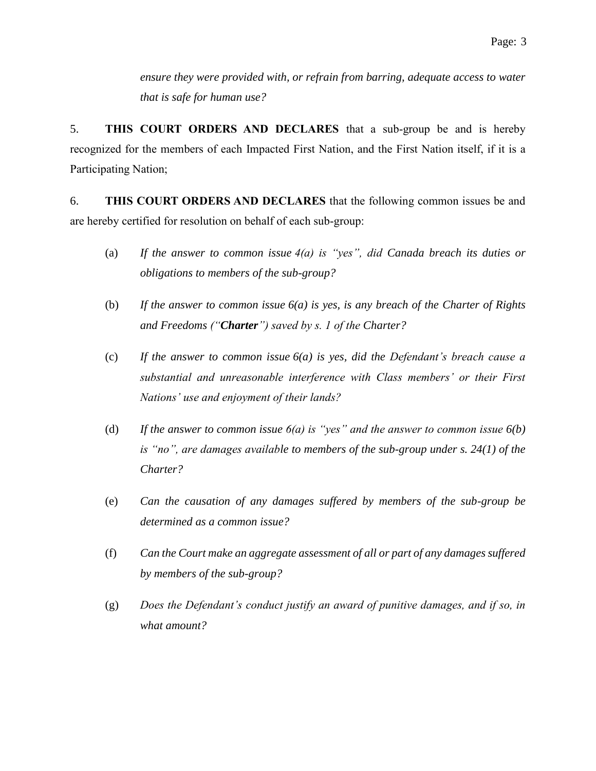*ensure they were provided with, or refrain from barring, adequate access to water that is safe for human use?*

5. **THIS COURT ORDERS AND DECLARES** that a sub-group be and is hereby recognized for the members of each Impacted First Nation, and the First Nation itself, if it is a Participating Nation;

6. **THIS COURT ORDERS AND DECLARES** that the following common issues be and are hereby certified for resolution on behalf of each sub-group:

(a) *If the answer to common issue 4(a) is "yes", did Canada breach its duties or obligations to members of the sub-group?*

(b) *If the answer to common issue 6(a) is yes, is any breach of the Charter of Rights and Freedoms ("**Charter**") saved by s. 1 of the Charter?*

(c) *If the answer to common issue 6(a) is yes, did the Defendant's breach cause a substantial and unreasonable interference with Class members' or their First Nations' use and enjoyment of their lands?*

(d) *If the answer to common issue 6(a) is "yes" and the answer to common issue 6(b) is "no", are damages available to members of the sub-group under s. 24(1) of the Charter?*

(e) *Can the causation of any damages suffered by members of the sub-group be determined as a common issue?*

(f) *Can the Court make an aggregate assessment of all or part of any damages suffered by members of the sub-group?*

(g) *Does the Defendant's conduct justify an award of punitive damages, and if so, in what amount?*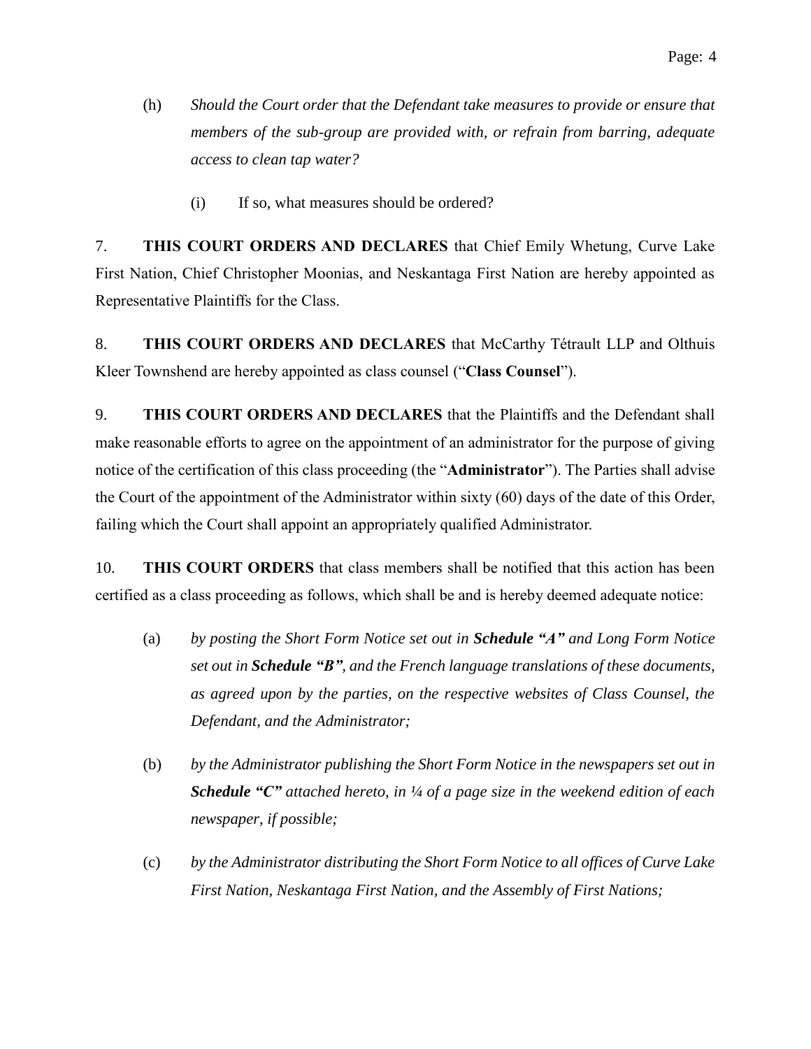(h) *Should the Court order that the Defendant take measures to provide or ensure that members of the sub-group are provided with, or refrain from barring, adequate access to clean tap water?*

  (i) If so, what measures should be ordered?

7. **THIS COURT ORDERS AND DECLARES** that Chief Emily Whetung, Curve Lake First Nation, Chief Christopher Moonias, and Neskantaga First Nation are hereby appointed as Representative Plaintiffs for the Class.

8. **THIS COURT ORDERS AND DECLARES** that McCarthy Tétrault LLP and Olthuis Kleer Townshend are hereby appointed as class counsel ("**Class Counsel**").

9. **THIS COURT ORDERS AND DECLARES** that the Plaintiffs and the Defendant shall make reasonable efforts to agree on the appointment of an administrator for the purpose of giving notice of the certification of this class proceeding (the "**Administrator**"). The Parties shall advise the Court of the appointment of the Administrator within sixty (60) days of the date of this Order, failing which the Court shall appoint an appropriately qualified Administrator.

10. **THIS COURT ORDERS** that class members shall be notified that this action has been certified as a class proceeding as follows, which shall be and is hereby deemed adequate notice:

(a) *by posting the Short Form Notice set out in **Schedule "A"** and Long Form Notice set out in **Schedule "B"**, and the French language translations of these documents, as agreed upon by the parties, on the respective websites of Class Counsel, the Defendant, and the Administrator;*

(b) *by the Administrator publishing the Short Form Notice in the newspapers set out in **Schedule "C"** attached hereto, in ¼ of a page size in the weekend edition of each newspaper, if possible;*

(c) *by the Administrator distributing the Short Form Notice to all offices of Curve Lake First Nation, Neskantaga First Nation, and the Assembly of First Nations;*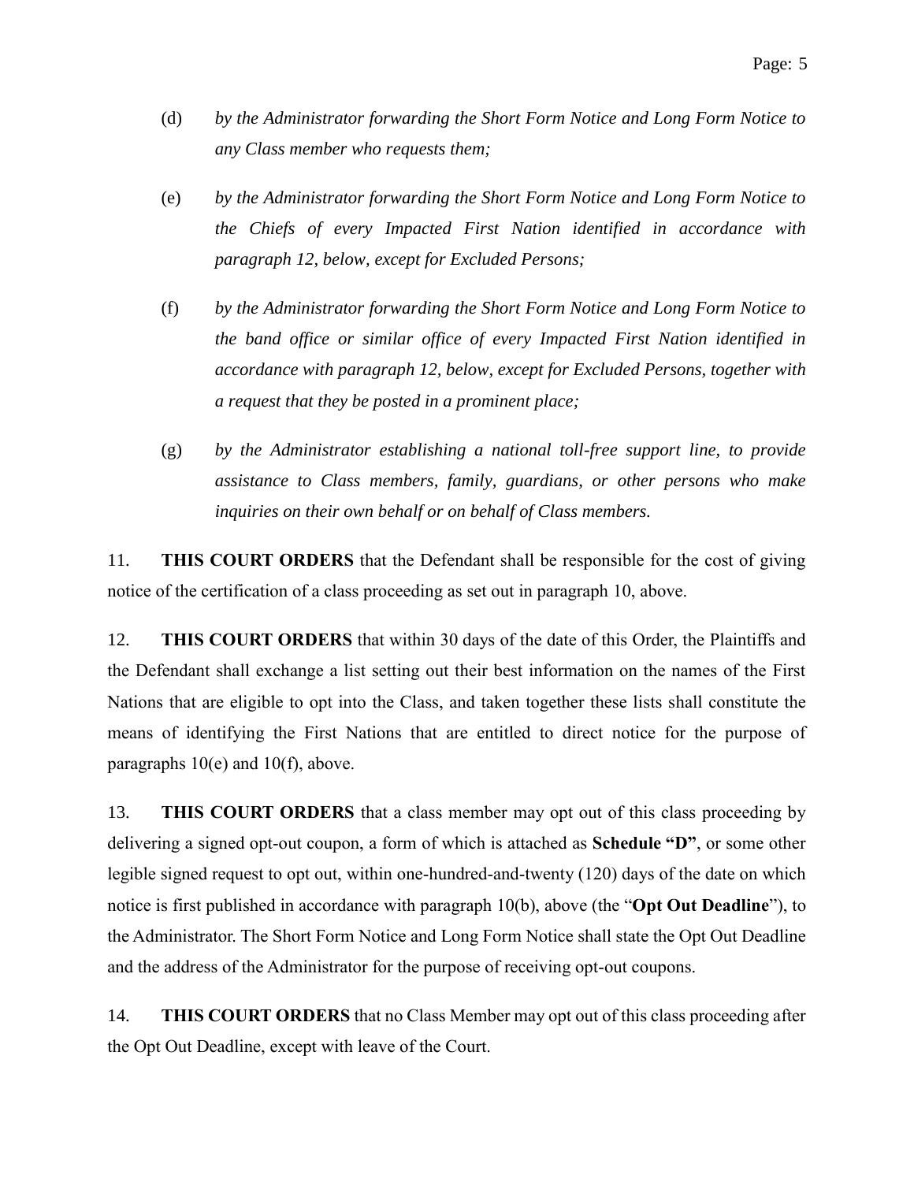(d) *by the Administrator forwarding the Short Form Notice and Long Form Notice to any Class member who requests them;*

(e) *by the Administrator forwarding the Short Form Notice and Long Form Notice to the Chiefs of every Impacted First Nation identified in accordance with paragraph 12, below, except for Excluded Persons;*

(f) *by the Administrator forwarding the Short Form Notice and Long Form Notice to the band office or similar office of every Impacted First Nation identified in accordance with paragraph 12, below, except for Excluded Persons, together with a request that they be posted in a prominent place;*

(g) *by the Administrator establishing a national toll-free support line, to provide assistance to Class members, family, guardians, or other persons who make inquiries on their own behalf or on behalf of Class members.*

11. **THIS COURT ORDERS** that the Defendant shall be responsible for the cost of giving notice of the certification of a class proceeding as set out in paragraph 10, above.

12. **THIS COURT ORDERS** that within 30 days of the date of this Order, the Plaintiffs and the Defendant shall exchange a list setting out their best information on the names of the First Nations that are eligible to opt into the Class, and taken together these lists shall constitute the means of identifying the First Nations that are entitled to direct notice for the purpose of paragraphs 10(e) and 10(f), above.

13. **THIS COURT ORDERS** that a class member may opt out of this class proceeding by delivering a signed opt-out coupon, a form of which is attached as **Schedule "D"**, or some other legible signed request to opt out, within one-hundred-and-twenty (120) days of the date on which notice is first published in accordance with paragraph 10(b), above (the "**Opt Out Deadline**"), to the Administrator. The Short Form Notice and Long Form Notice shall state the Opt Out Deadline and the address of the Administrator for the purpose of receiving opt-out coupons.

14. **THIS COURT ORDERS** that no Class Member may opt out of this class proceeding after the Opt Out Deadline, except with leave of the Court.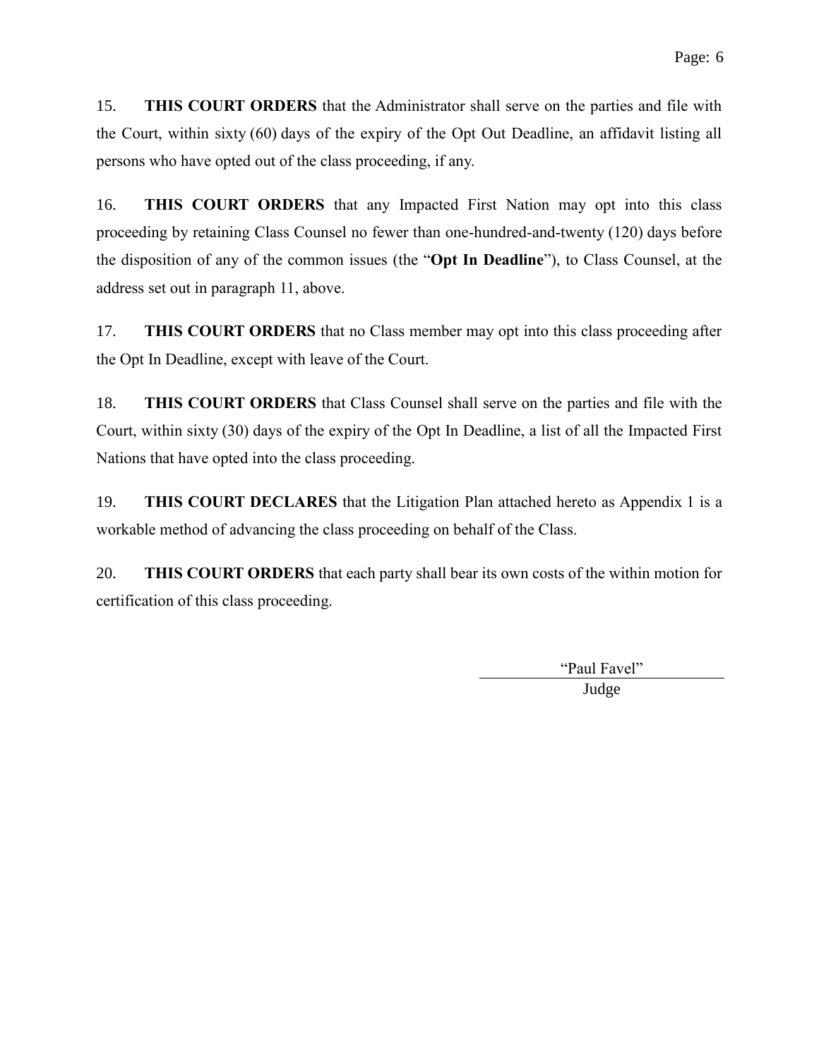15. **THIS COURT ORDERS** that the Administrator shall serve on the parties and file with the Court, within sixty (60) days of the expiry of the Opt Out Deadline, an affidavit listing all persons who have opted out of the class proceeding, if any.

16. **THIS COURT ORDERS** that any Impacted First Nation may opt into this class proceeding by retaining Class Counsel no fewer than one-hundred-and-twenty (120) days before the disposition of any of the common issues (the "**Opt In Deadline**"), to Class Counsel, at the address set out in paragraph 11, above.

17. **THIS COURT ORDERS** that no Class member may opt into this class proceeding after the Opt In Deadline, except with leave of the Court.

18. **THIS COURT ORDERS** that Class Counsel shall serve on the parties and file with the Court, within sixty (30) days of the expiry of the Opt In Deadline, a list of all the Impacted First Nations that have opted into the class proceeding.

19. **THIS COURT DECLARES** that the Litigation Plan attached hereto as Appendix 1 is a workable method of advancing the class proceeding on behalf of the Class.

20. **THIS COURT ORDERS** that each party shall bear its own costs of the within motion for certification of this class proceeding.

"Paul Favel"

Judge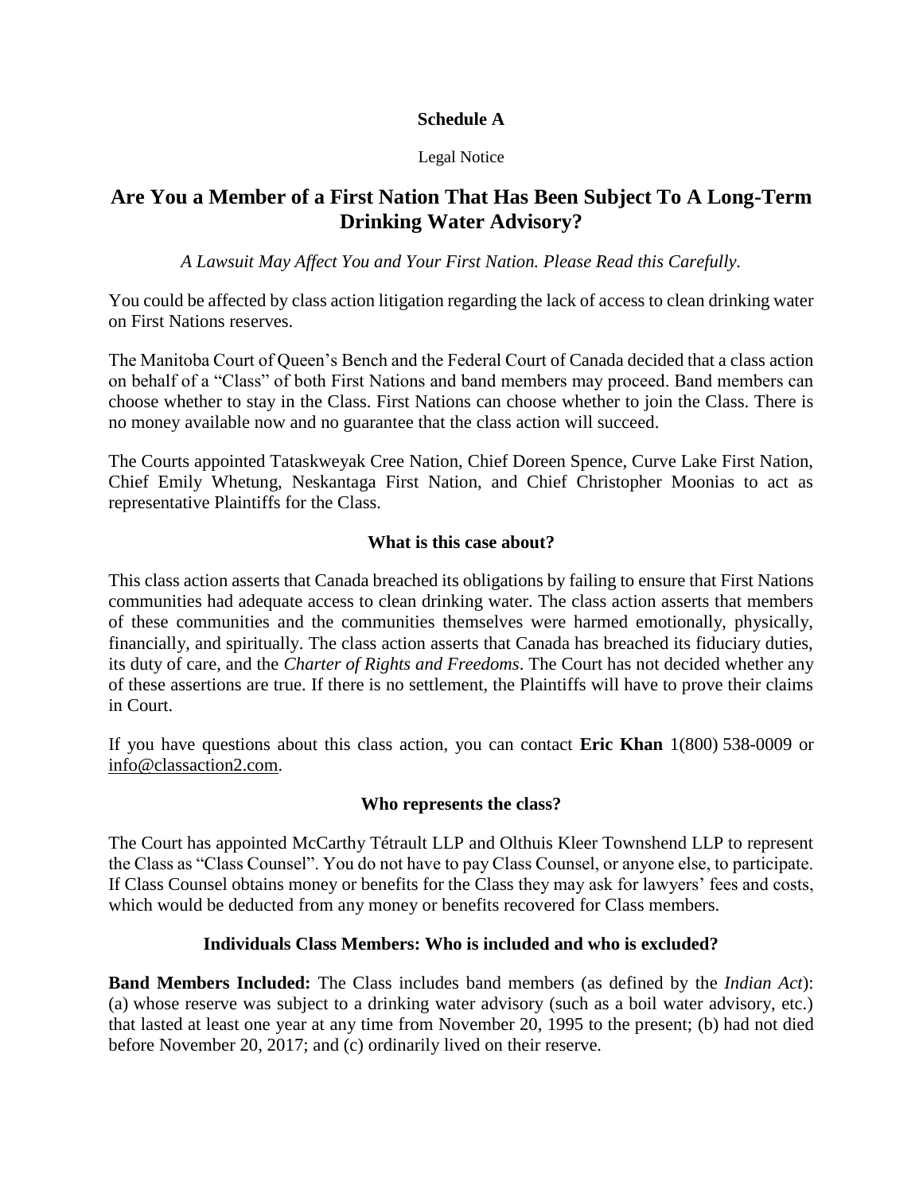**Schedule A**

Legal Notice

# Are You a Member of a First Nation That Has Been Subject To A Long-Term Drinking Water Advisory?

*A Lawsuit May Affect You and Your First Nation. Please Read this Carefully.*

You could be affected by class action litigation regarding the lack of access to clean drinking water on First Nations reserves.

The Manitoba Court of Queen's Bench and the Federal Court of Canada decided that a class action on behalf of a "Class" of both First Nations and band members may proceed. Band members can choose whether to stay in the Class. First Nations can choose whether to join the Class. There is no money available now and no guarantee that the class action will succeed.

The Courts appointed Tataskweyak Cree Nation, Chief Doreen Spence, Curve Lake First Nation, Chief Emily Whetung, Neskantaga First Nation, and Chief Christopher Moonias to act as representative Plaintiffs for the Class.

## What is this case about?

This class action asserts that Canada breached its obligations by failing to ensure that First Nations communities had adequate access to clean drinking water. The class action asserts that members of these communities and the communities themselves were harmed emotionally, physically, financially, and spiritually. The class action asserts that Canada has breached its fiduciary duties, its duty of care, and the *Charter of Rights and Freedoms*. The Court has not decided whether any of these assertions are true. If there is no settlement, the Plaintiffs will have to prove their claims in Court.

If you have questions about this class action, you can contact **Eric Khan** 1(800) 538-0009 or info@classaction2.com.

## Who represents the class?

The Court has appointed McCarthy Tétrault LLP and Olthuis Kleer Townshend LLP to represent the Class as "Class Counsel". You do not have to pay Class Counsel, or anyone else, to participate. If Class Counsel obtains money or benefits for the Class they may ask for lawyers' fees and costs, which would be deducted from any money or benefits recovered for Class members.

## Individuals Class Members: Who is included and who is excluded?

**Band Members Included:** The Class includes band members (as defined by the *Indian Act*): (a) whose reserve was subject to a drinking water advisory (such as a boil water advisory, etc.) that lasted at least one year at any time from November 20, 1995 to the present; (b) had not died before November 20, 2017; and (c) ordinarily lived on their reserve.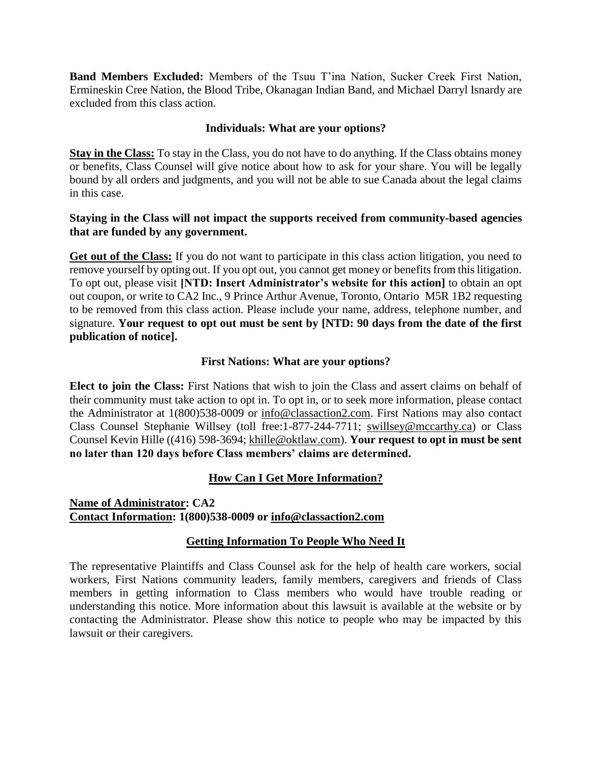**Band Members Excluded:** Members of the Tsuu T'ina Nation, Sucker Creek First Nation, Ermineskin Cree Nation, the Blood Tribe, Okanagan Indian Band, and Michael Darryl Isnardy are excluded from this class action.

### Individuals: What are your options?

**Stay in the Class:** To stay in the Class, you do not have to do anything. If the Class obtains money or benefits, Class Counsel will give notice about how to ask for your share. You will be legally bound by all orders and judgments, and you will not be able to sue Canada about the legal claims in this case.

**Staying in the Class will not impact the supports received from community-based agencies that are funded by any government.**

**Get out of the Class:** If you do not want to participate in this class action litigation, you need to remove yourself by opting out. If you opt out, you cannot get money or benefits from this litigation. To opt out, please visit **[NTD: Insert Administrator's website for this action]** to obtain an opt out coupon, or write to CA2 Inc., 9 Prince Arthur Avenue, Toronto, Ontario M5R 1B2 requesting to be removed from this class action. Please include your name, address, telephone number, and signature. **Your request to opt out must be sent by [NTD: 90 days from the date of the first publication of notice].**

### First Nations: What are your options?

**Elect to join the Class:** First Nations that wish to join the Class and assert claims on behalf of their community must take action to opt in. To opt in, or to seek more information, please contact the Administrator at 1(800)538-0009 or info@classaction2.com. First Nations may also contact Class Counsel Stephanie Willsey (toll free:1-877-244-7711; swillsey@mccarthy.ca) or Class Counsel Kevin Hille ((416) 598-3694; khille@oktlaw.com). **Your request to opt in must be sent no later than 120 days before Class members' claims are determined.**

### How Can I Get More Information?

**Name of Administrator: CA2**
**Contact Information: 1(800)538-0009 or info@classaction2.com**

### Getting Information To People Who Need It

The representative Plaintiffs and Class Counsel ask for the help of health care workers, social workers, First Nations community leaders, family members, caregivers and friends of Class members in getting information to Class members who would have trouble reading or understanding this notice. More information about this lawsuit is available at the website or by contacting the Administrator. Please show this notice to people who may be impacted by this lawsuit or their caregivers.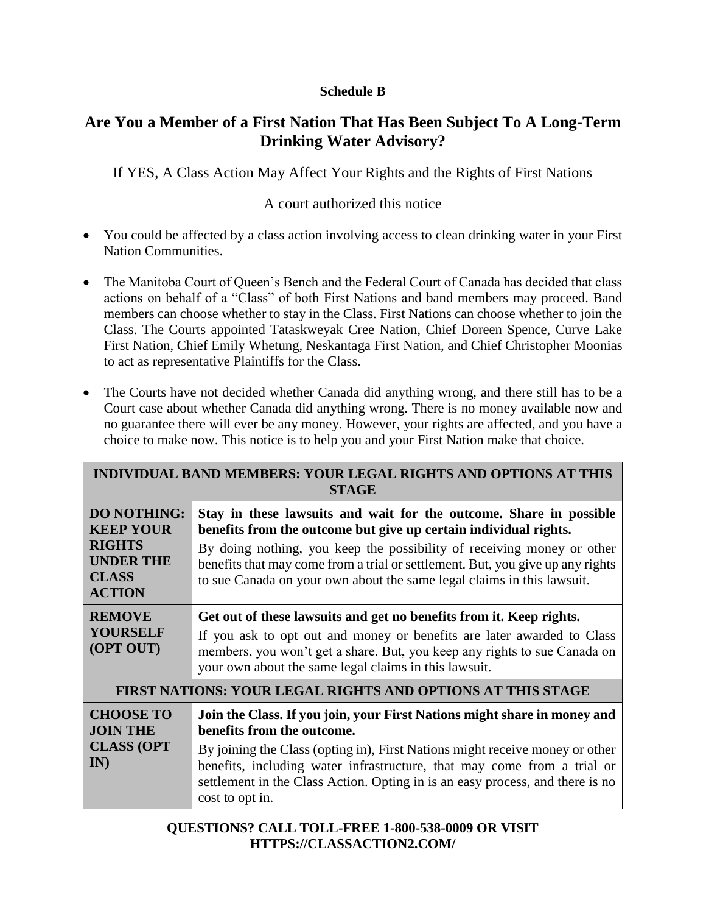**Schedule B**

## Are You a Member of a First Nation That Has Been Subject To A Long-Term Drinking Water Advisory?

If YES, A Class Action May Affect Your Rights and the Rights of First Nations

A court authorized this notice

- You could be affected by a class action involving access to clean drinking water in your First Nation Communities.
- The Manitoba Court of Queen's Bench and the Federal Court of Canada has decided that class actions on behalf of a "Class" of both First Nations and band members may proceed. Band members can choose whether to stay in the Class. First Nations can choose whether to join the Class. The Courts appointed Tataskweyak Cree Nation, Chief Doreen Spence, Curve Lake First Nation, Chief Emily Whetung, Neskantaga First Nation, and Chief Christopher Moonias to act as representative Plaintiffs for the Class.
- The Courts have not decided whether Canada did anything wrong, and there still has to be a Court case about whether Canada did anything wrong. There is no money available now and no guarantee there will ever be any money. However, your rights are affected, and you have a choice to make now. This notice is to help you and your First Nation make that choice.

| **INDIVIDUAL BAND MEMBERS: YOUR LEGAL RIGHTS AND OPTIONS AT THIS STAGE** | |
|---|---|
| **DO NOTHING: KEEP YOUR RIGHTS UNDER THE CLASS ACTION** | **Stay in these lawsuits and wait for the outcome. Share in possible benefits from the outcome but give up certain individual rights.** By doing nothing, you keep the possibility of receiving money or other benefits that may come from a trial or settlement. But, you give up any rights to sue Canada on your own about the same legal claims in this lawsuit. |
| **REMOVE YOURSELF (OPT OUT)** | **Get out of these lawsuits and get no benefits from it. Keep rights.** If you ask to opt out and money or benefits are later awarded to Class members, you won't get a share. But, you keep any rights to sue Canada on your own about the same legal claims in this lawsuit. |
| **FIRST NATIONS: YOUR LEGAL RIGHTS AND OPTIONS AT THIS STAGE** | |
| **CHOOSE TO JOIN THE CLASS (OPT IN)** | **Join the Class. If you join, your First Nations might share in money and benefits from the outcome.** By joining the Class (opting in), First Nations might receive money or other benefits, including water infrastructure, that may come from a trial or settlement in the Class Action. Opting in is an easy process, and there is no cost to opt in. |

**QUESTIONS? CALL TOLL-FREE 1-800-538-0009 OR VISIT HTTPS://CLASSACTION2.COM/**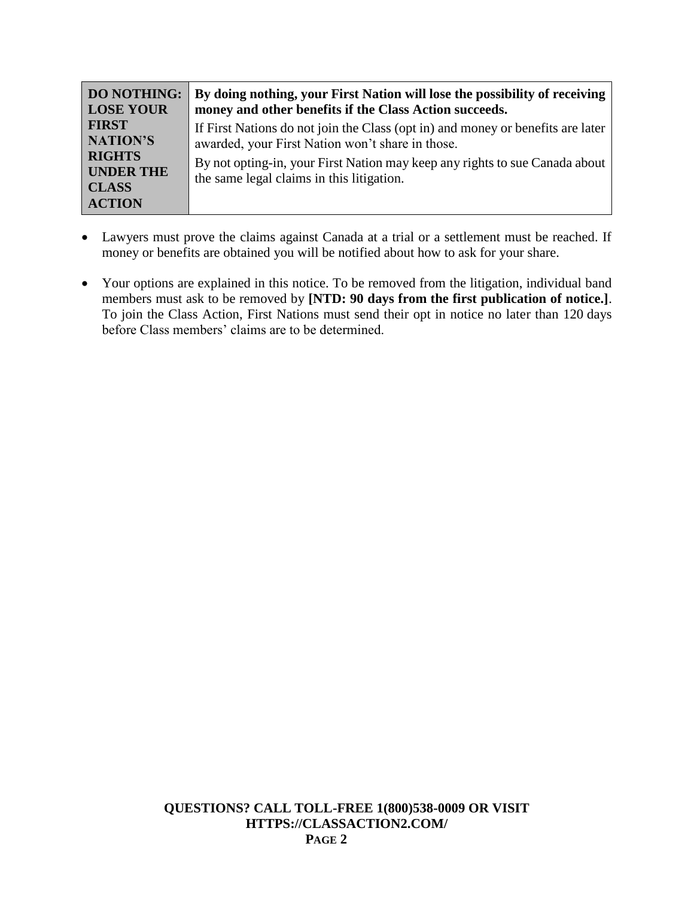| **DO NOTHING: LOSE YOUR FIRST NATION'S RIGHTS UNDER THE CLASS ACTION** | **By doing nothing, your First Nation will lose the possibility of receiving money and other benefits if the Class Action succeeds.**<br>If First Nations do not join the Class (opt in) and money or benefits are later awarded, your First Nation won't share in those.<br>By not opting-in, your First Nation may keep any rights to sue Canada about the same legal claims in this litigation. |
|---|---|

- Lawyers must prove the claims against Canada at a trial or a settlement must be reached. If money or benefits are obtained you will be notified about how to ask for your share.

- Your options are explained in this notice. To be removed from the litigation, individual band members must ask to be removed by **[NTD: 90 days from the first publication of notice.]**. To join the Class Action, First Nations must send their opt in notice no later than 120 days before Class members' claims are to be determined.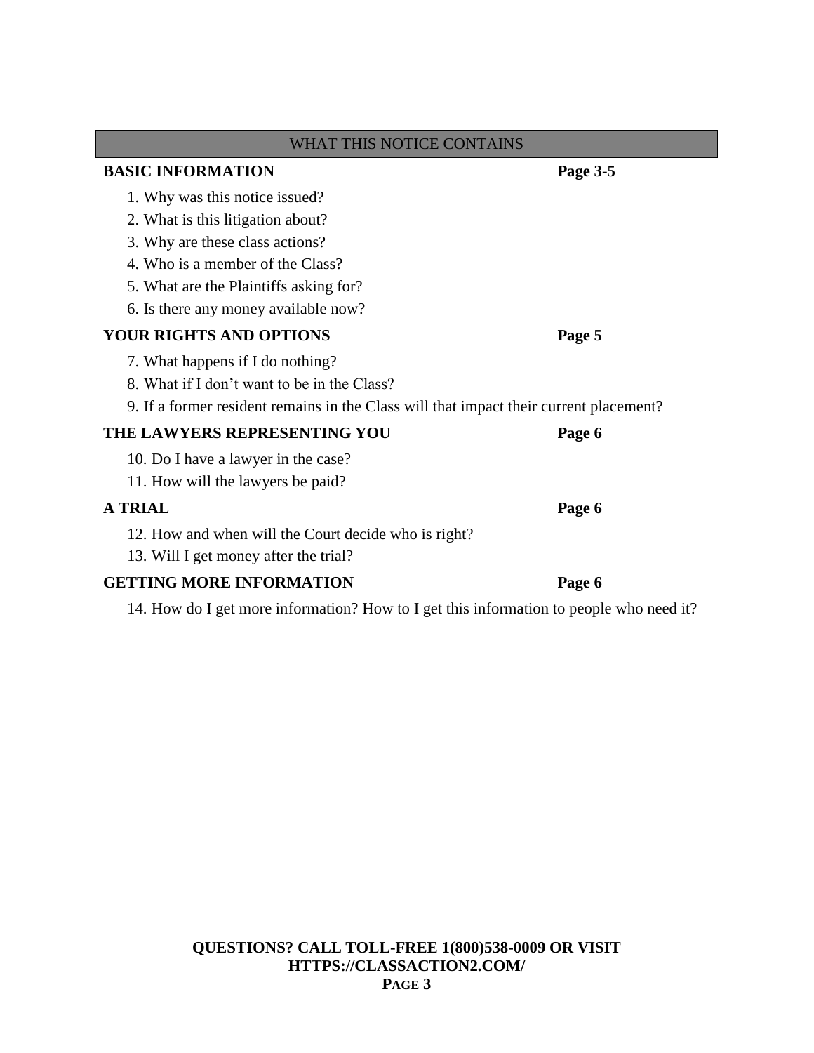## WHAT THIS NOTICE CONTAINS

**BASIC INFORMATION** **Page 3-5**

1. Why was this notice issued?
2. What is this litigation about?
3. Why are these class actions?
4. Who is a member of the Class?
5. What are the Plaintiffs asking for?
6. Is there any money available now?

**YOUR RIGHTS AND OPTIONS** **Page 5**

7. What happens if I do nothing?
8. What if I don't want to be in the Class?
9. If a former resident remains in the Class will that impact their current placement?

**THE LAWYERS REPRESENTING YOU** **Page 6**

10. Do I have a lawyer in the case?
11. How will the lawyers be paid?

**A TRIAL** **Page 6**

12. How and when will the Court decide who is right?
13. Will I get money after the trial?

**GETTING MORE INFORMATION** **Page 6**

14. How do I get more information? How to I get this information to people who need it?

**QUESTIONS? CALL TOLL-FREE 1(800)538-0009 OR VISIT HTTPS://CLASSACTION2.COM/**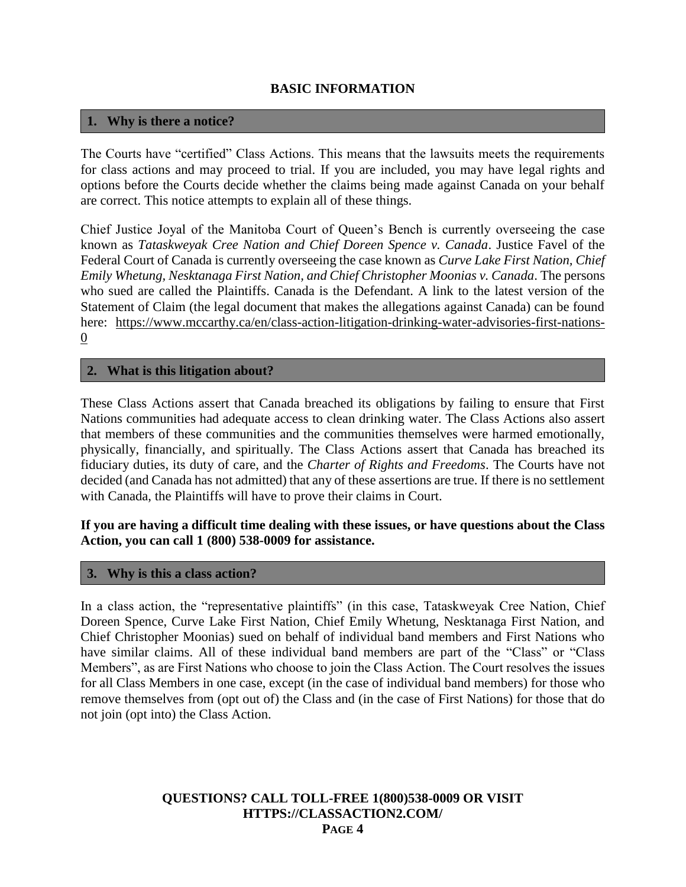## BASIC INFORMATION

### 1. Why is there a notice?

The Courts have "certified" Class Actions. This means that the lawsuits meets the requirements for class actions and may proceed to trial. If you are included, you may have legal rights and options before the Courts decide whether the claims being made against Canada on your behalf are correct. This notice attempts to explain all of these things.

Chief Justice Joyal of the Manitoba Court of Queen's Bench is currently overseeing the case known as *Tataskweyak Cree Nation and Chief Doreen Spence v. Canada*. Justice Favel of the Federal Court of Canada is currently overseeing the case known as *Curve Lake First Nation, Chief Emily Whetung, Nesktanaga First Nation, and Chief Christopher Moonias v. Canada*. The persons who sued are called the Plaintiffs. Canada is the Defendant. A link to the latest version of the Statement of Claim (the legal document that makes the allegations against Canada) can be found here: https://www.mccarthy.ca/en/class-action-litigation-drinking-water-advisories-first-nations-0

### 2. What is this litigation about?

These Class Actions assert that Canada breached its obligations by failing to ensure that First Nations communities had adequate access to clean drinking water. The Class Actions also assert that members of these communities and the communities themselves were harmed emotionally, physically, financially, and spiritually. The Class Actions assert that Canada has breached its fiduciary duties, its duty of care, and the *Charter of Rights and Freedoms*. The Courts have not decided (and Canada has not admitted) that any of these assertions are true. If there is no settlement with Canada, the Plaintiffs will have to prove their claims in Court.

**If you are having a difficult time dealing with these issues, or have questions about the Class Action, you can call 1 (800) 538-0009 for assistance.**

### 3. Why is this a class action?

In a class action, the "representative plaintiffs" (in this case, Tataskweyak Cree Nation, Chief Doreen Spence, Curve Lake First Nation, Chief Emily Whetung, Nesktanaga First Nation, and Chief Christopher Moonias) sued on behalf of individual band members and First Nations who have similar claims. All of these individual band members are part of the "Class" or "Class Members", as are First Nations who choose to join the Class Action. The Court resolves the issues for all Class Members in one case, except (in the case of individual band members) for those who remove themselves from (opt out of) the Class and (in the case of First Nations) for those that do not join (opt into) the Class Action.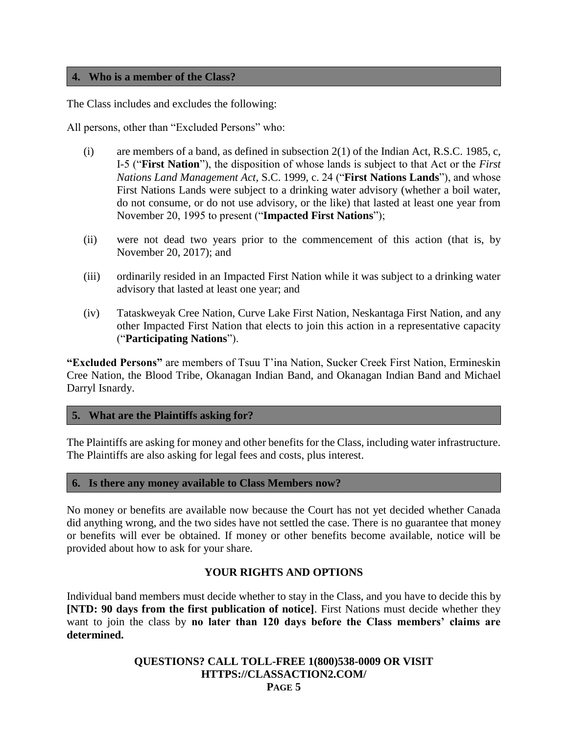## 4. Who is a member of the Class?

The Class includes and excludes the following:

All persons, other than "Excluded Persons" who:

(i) are members of a band, as defined in subsection 2(1) of the Indian Act, R.S.C. 1985, c, I-5 ("**First Nation**"), the disposition of whose lands is subject to that Act or the *First Nations Land Management Act*, S.C. 1999, c. 24 ("**First Nations Lands**"), and whose First Nations Lands were subject to a drinking water advisory (whether a boil water, do not consume, or do not use advisory, or the like) that lasted at least one year from November 20, 1995 to present ("**Impacted First Nations**");

(ii) were not dead two years prior to the commencement of this action (that is, by November 20, 2017); and

(iii) ordinarily resided in an Impacted First Nation while it was subject to a drinking water advisory that lasted at least one year; and

(iv) Tataskweyak Cree Nation, Curve Lake First Nation, Neskantaga First Nation, and any other Impacted First Nation that elects to join this action in a representative capacity ("**Participating Nations**").

**"Excluded Persons"** are members of Tsuu T'ina Nation, Sucker Creek First Nation, Ermineskin Cree Nation, the Blood Tribe, Okanagan Indian Band, and Okanagan Indian Band and Michael Darryl Isnardy.

## 5. What are the Plaintiffs asking for?

The Plaintiffs are asking for money and other benefits for the Class, including water infrastructure. The Plaintiffs are also asking for legal fees and costs, plus interest.

## 6. Is there any money available to Class Members now?

No money or benefits are available now because the Court has not yet decided whether Canada did anything wrong, and the two sides have not settled the case. There is no guarantee that money or benefits will ever be obtained. If money or other benefits become available, notice will be provided about how to ask for your share.

**YOUR RIGHTS AND OPTIONS**

Individual band members must decide whether to stay in the Class, and you have to decide this by **[NTD: 90 days from the first publication of notice]**. First Nations must decide whether they want to join the class by **no later than 120 days before the Class members' claims are determined.**

**QUESTIONS? CALL TOLL-FREE 1(800)538-0009 OR VISIT HTTPS://CLASSACTION2.COM/**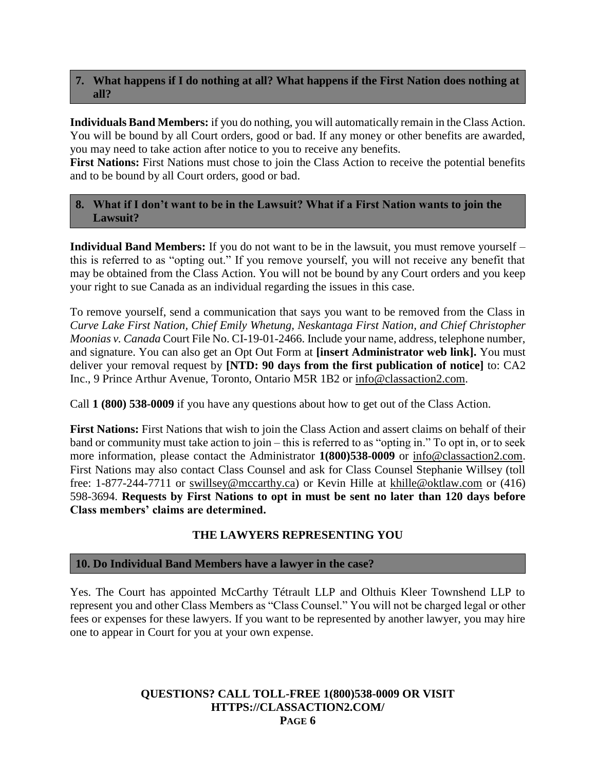## 7. What happens if I do nothing at all? What happens if the First Nation does nothing at all?

**Individuals Band Members:** if you do nothing, you will automatically remain in the Class Action. You will be bound by all Court orders, good or bad. If any money or other benefits are awarded, you may need to take action after notice to you to receive any benefits.

**First Nations:** First Nations must chose to join the Class Action to receive the potential benefits and to be bound by all Court orders, good or bad.

## 8. What if I don't want to be in the Lawsuit? What if a First Nation wants to join the Lawsuit?

**Individual Band Members:** If you do not want to be in the lawsuit, you must remove yourself – this is referred to as "opting out." If you remove yourself, you will not receive any benefit that may be obtained from the Class Action. You will not be bound by any Court orders and you keep your right to sue Canada as an individual regarding the issues in this case.

To remove yourself, send a communication that says you want to be removed from the Class in *Curve Lake First Nation, Chief Emily Whetung, Neskantaga First Nation, and Chief Christopher Moonias v. Canada* Court File No. CI-19-01-2466. Include your name, address, telephone number, and signature. You can also get an Opt Out Form at **[insert Administrator web link].** You must deliver your removal request by **[NTD: 90 days from the first publication of notice]** to: CA2 Inc., 9 Prince Arthur Avenue, Toronto, Ontario M5R 1B2 or info@classaction2.com.

Call **1 (800) 538-0009** if you have any questions about how to get out of the Class Action.

**First Nations:** First Nations that wish to join the Class Action and assert claims on behalf of their band or community must take action to join – this is referred to as "opting in." To opt in, or to seek more information, please contact the Administrator **1(800)538-0009** or info@classaction2.com. First Nations may also contact Class Counsel and ask for Class Counsel Stephanie Willsey (toll free: 1-877-244-7711 or swillsey@mccarthy.ca) or Kevin Hille at khille@oktlaw.com or (416) 598-3694. **Requests by First Nations to opt in must be sent no later than 120 days before Class members' claims are determined.**

# THE LAWYERS REPRESENTING YOU

## 10. Do Individual Band Members have a lawyer in the case?

Yes. The Court has appointed McCarthy Tétrault LLP and Olthuis Kleer Townshend LLP to represent you and other Class Members as "Class Counsel." You will not be charged legal or other fees or expenses for these lawyers. If you want to be represented by another lawyer, you may hire one to appear in Court for you at your own expense.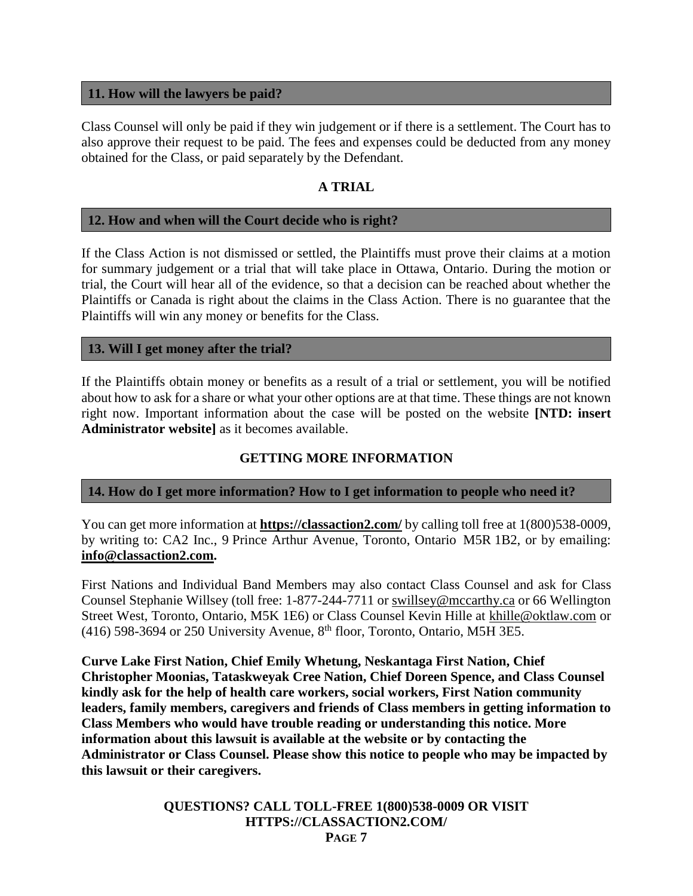### 11. How will the lawyers be paid?

Class Counsel will only be paid if they win judgement or if there is a settlement. The Court has to also approve their request to be paid. The fees and expenses could be deducted from any money obtained for the Class, or paid separately by the Defendant.

## A TRIAL

### 12. How and when will the Court decide who is right?

If the Class Action is not dismissed or settled, the Plaintiffs must prove their claims at a motion for summary judgement or a trial that will take place in Ottawa, Ontario. During the motion or trial, the Court will hear all of the evidence, so that a decision can be reached about whether the Plaintiffs or Canada is right about the claims in the Class Action. There is no guarantee that the Plaintiffs will win any money or benefits for the Class.

### 13. Will I get money after the trial?

If the Plaintiffs obtain money or benefits as a result of a trial or settlement, you will be notified about how to ask for a share or what your other options are at that time. These things are not known right now. Important information about the case will be posted on the website **[NTD: insert Administrator website]** as it becomes available.

## GETTING MORE INFORMATION

### 14. How do I get more information? How to I get information to people who need it?

You can get more information at **https://classaction2.com/** by calling toll free at 1(800)538-0009, by writing to: CA2 Inc., 9 Prince Arthur Avenue, Toronto, Ontario M5R 1B2, or by emailing: **info@classaction2.com.**

First Nations and Individual Band Members may also contact Class Counsel and ask for Class Counsel Stephanie Willsey (toll free: 1-877-244-7711 or swillsey@mccarthy.ca or 66 Wellington Street West, Toronto, Ontario, M5K 1E6) or Class Counsel Kevin Hille at khille@oktlaw.com or (416) 598-3694 or 250 University Avenue, 8th floor, Toronto, Ontario, M5H 3E5.

**Curve Lake First Nation, Chief Emily Whetung, Neskantaga First Nation, Chief Christopher Moonias, Tataskweyak Cree Nation, Chief Doreen Spence, and Class Counsel kindly ask for the help of health care workers, social workers, First Nation community leaders, family members, caregivers and friends of Class members in getting information to Class Members who would have trouble reading or understanding this notice. More information about this lawsuit is available at the website or by contacting the Administrator or Class Counsel. Please show this notice to people who may be impacted by this lawsuit or their caregivers.**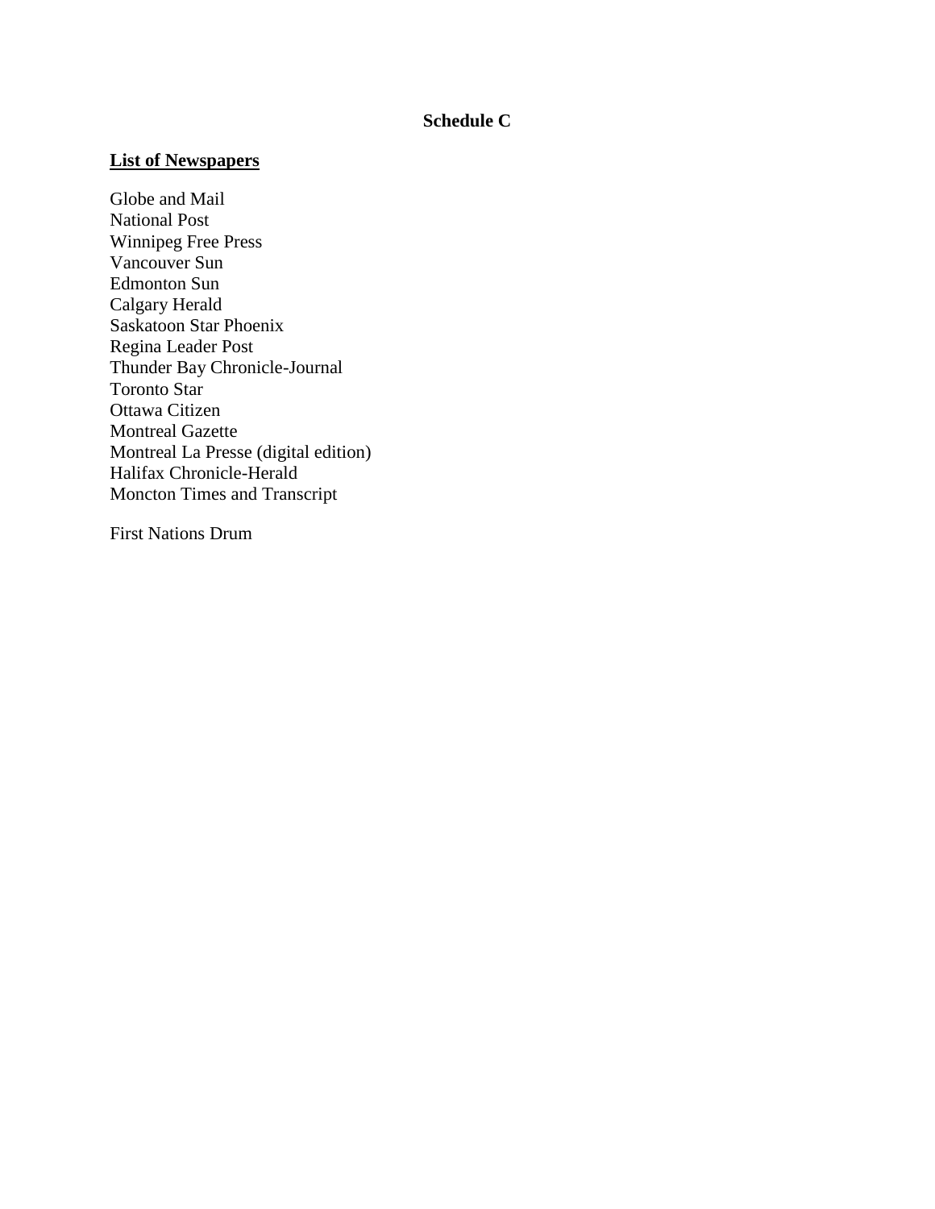# Schedule C

**List of Newspapers**

Globe and Mail
National Post
Winnipeg Free Press
Vancouver Sun
Edmonton Sun
Calgary Herald
Saskatoon Star Phoenix
Regina Leader Post
Thunder Bay Chronicle-Journal
Toronto Star
Ottawa Citizen
Montreal Gazette
Montreal La Presse (digital edition)
Halifax Chronicle-Herald
Moncton Times and Transcript

First Nations Drum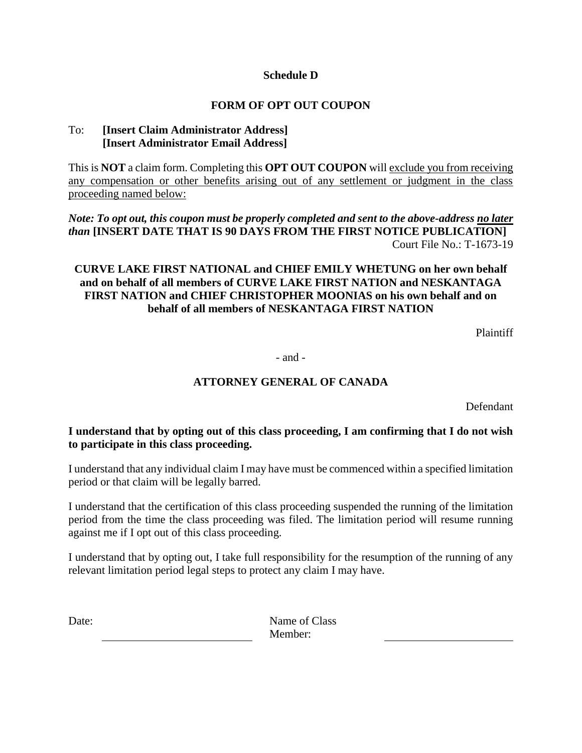**Schedule D**

**FORM OF OPT OUT COUPON**

To: **[Insert Claim Administrator Address]**
**[Insert Administrator Email Address]**

This is **NOT** a claim form. Completing this **OPT OUT COUPON** will exclude you from receiving any compensation or other benefits arising out of any settlement or judgment in the class proceeding named below:

***Note: To opt out, this coupon must be properly completed and sent to the above-address no later than* [INSERT DATE THAT IS 90 DAYS FROM THE FIRST NOTICE PUBLICATION]**

Court File No.: T-1673-19

**CURVE LAKE FIRST NATIONAL and CHIEF EMILY WHETUNG on her own behalf and on behalf of all members of CURVE LAKE FIRST NATION and NESKANTAGA FIRST NATION and CHIEF CHRISTOPHER MOONIAS on his own behalf and on behalf of all members of NESKANTAGA FIRST NATION**

Plaintiff

- and -

**ATTORNEY GENERAL OF CANADA**

Defendant

**I understand that by opting out of this class proceeding, I am confirming that I do not wish to participate in this class proceeding.**

I understand that any individual claim I may have must be commenced within a specified limitation period or that claim will be legally barred.

I understand that the certification of this class proceeding suspended the running of the limitation period from the time the class proceeding was filed. The limitation period will resume running against me if I opt out of this class proceeding.

I understand that by opting out, I take full responsibility for the resumption of the running of any relevant limitation period legal steps to protect any claim I may have.

Date: ______________________ Name of Class Member: ______________________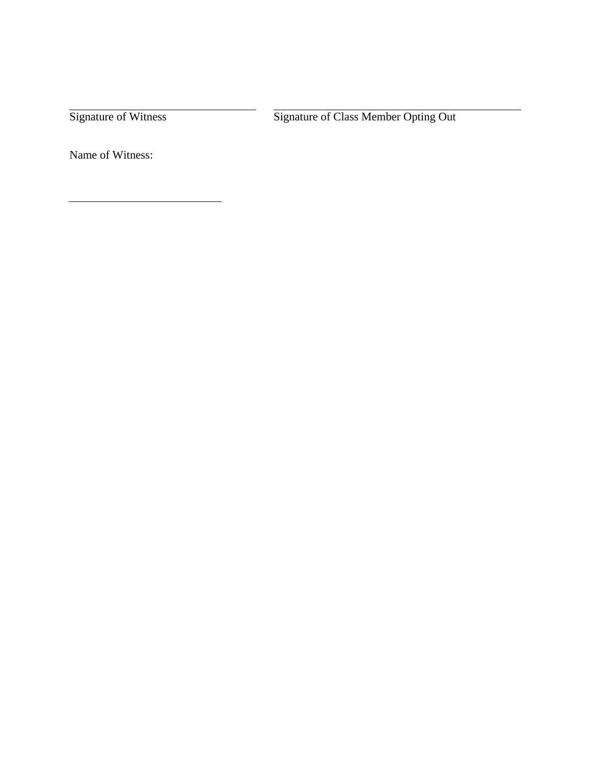\_\_\_\_\_\_\_\_\_\_\_\_\_\_\_\_\_\_\_\_\_\_\_\_\_\_\_\_\_\_
Signature of Witness

\_\_\_\_\_\_\_\_\_\_\_\_\_\_\_\_\_\_\_\_\_\_\_\_\_\_\_\_\_\_\_\_\_\_\_\_\_\_
Signature of Class Member Opting Out

Name of Witness:

\_\_\_\_\_\_\_\_\_\_\_\_\_\_\_\_\_\_\_\_\_\_\_\_\_\_\_\_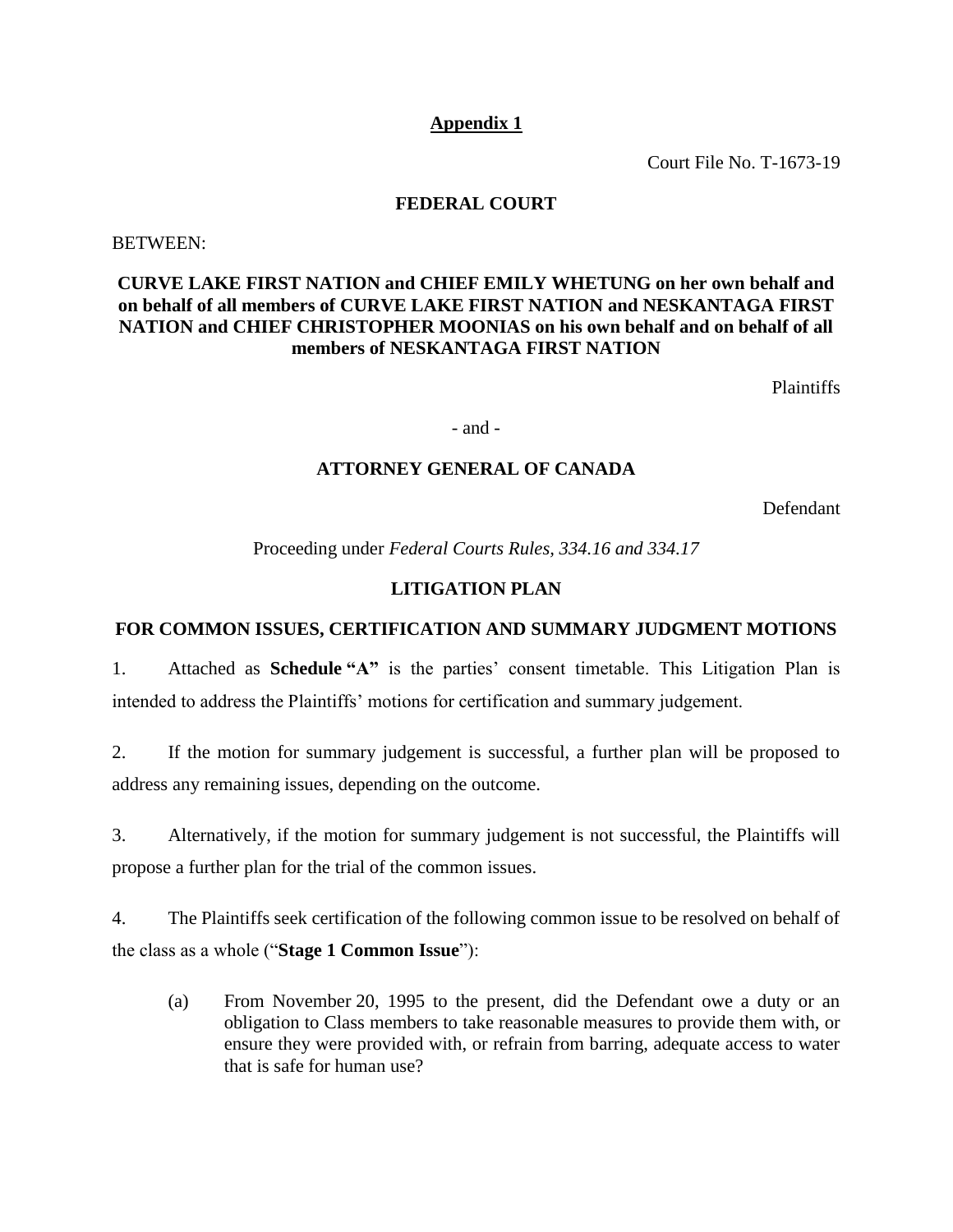**Appendix 1**

Court File No. T-1673-19

**FEDERAL COURT**

BETWEEN:

**CURVE LAKE FIRST NATION and CHIEF EMILY WHETUNG on her own behalf and on behalf of all members of CURVE LAKE FIRST NATION and NESKANTAGA FIRST NATION and CHIEF CHRISTOPHER MOONIAS on his own behalf and on behalf of all members of NESKANTAGA FIRST NATION**

Plaintiffs

- and -

**ATTORNEY GENERAL OF CANADA**

Defendant

Proceeding under *Federal Courts Rules, 334.16 and 334.17*

**LITIGATION PLAN**

**FOR COMMON ISSUES, CERTIFICATION AND SUMMARY JUDGMENT MOTIONS**

1. Attached as **Schedule "A"** is the parties' consent timetable. This Litigation Plan is intended to address the Plaintiffs' motions for certification and summary judgement.

2. If the motion for summary judgement is successful, a further plan will be proposed to address any remaining issues, depending on the outcome.

3. Alternatively, if the motion for summary judgement is not successful, the Plaintiffs will propose a further plan for the trial of the common issues.

4. The Plaintiffs seek certification of the following common issue to be resolved on behalf of the class as a whole ("**Stage 1 Common Issue**"):

   (a) From November 20, 1995 to the present, did the Defendant owe a duty or an obligation to Class members to take reasonable measures to provide them with, or ensure they were provided with, or refrain from barring, adequate access to water that is safe for human use?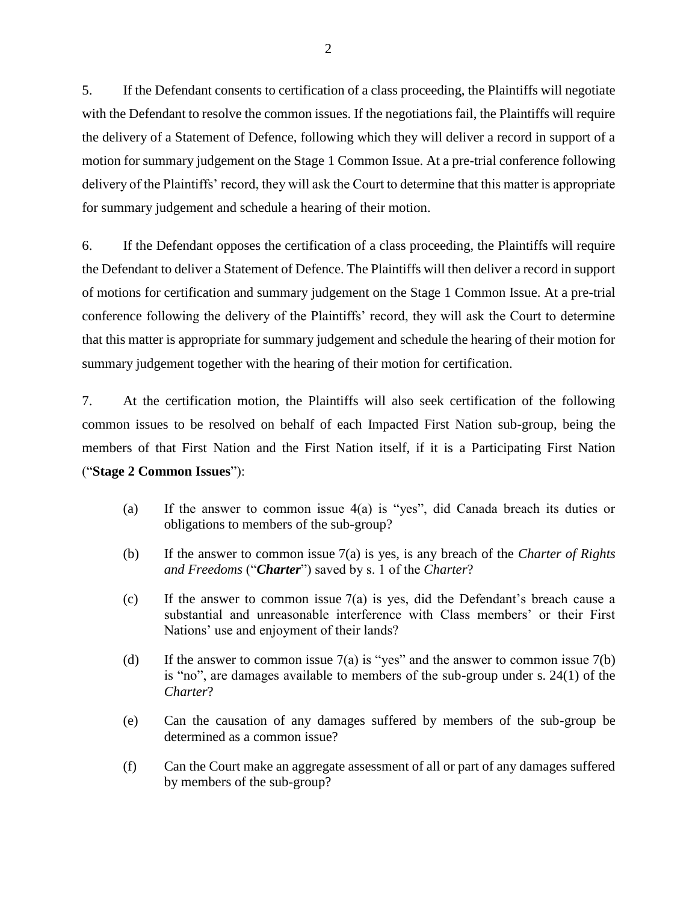5. If the Defendant consents to certification of a class proceeding, the Plaintiffs will negotiate with the Defendant to resolve the common issues. If the negotiations fail, the Plaintiffs will require the delivery of a Statement of Defence, following which they will deliver a record in support of a motion for summary judgement on the Stage 1 Common Issue. At a pre-trial conference following delivery of the Plaintiffs' record, they will ask the Court to determine that this matter is appropriate for summary judgement and schedule a hearing of their motion.

6. If the Defendant opposes the certification of a class proceeding, the Plaintiffs will require the Defendant to deliver a Statement of Defence. The Plaintiffs will then deliver a record in support of motions for certification and summary judgement on the Stage 1 Common Issue. At a pre-trial conference following the delivery of the Plaintiffs' record, they will ask the Court to determine that this matter is appropriate for summary judgement and schedule the hearing of their motion for summary judgement together with the hearing of their motion for certification.

7. At the certification motion, the Plaintiffs will also seek certification of the following common issues to be resolved on behalf of each Impacted First Nation sub-group, being the members of that First Nation and the First Nation itself, if it is a Participating First Nation ("**Stage 2 Common Issues**"):

(a) If the answer to common issue 4(a) is "yes", did Canada breach its duties or obligations to members of the sub-group?

(b) If the answer to common issue 7(a) is yes, is any breach of the *Charter of Rights and Freedoms* ("***Charter***") saved by s. 1 of the *Charter*?

(c) If the answer to common issue 7(a) is yes, did the Defendant's breach cause a substantial and unreasonable interference with Class members' or their First Nations' use and enjoyment of their lands?

(d) If the answer to common issue 7(a) is "yes" and the answer to common issue 7(b) is "no", are damages available to members of the sub-group under s. 24(1) of the *Charter*?

(e) Can the causation of any damages suffered by members of the sub-group be determined as a common issue?

(f) Can the Court make an aggregate assessment of all or part of any damages suffered by members of the sub-group?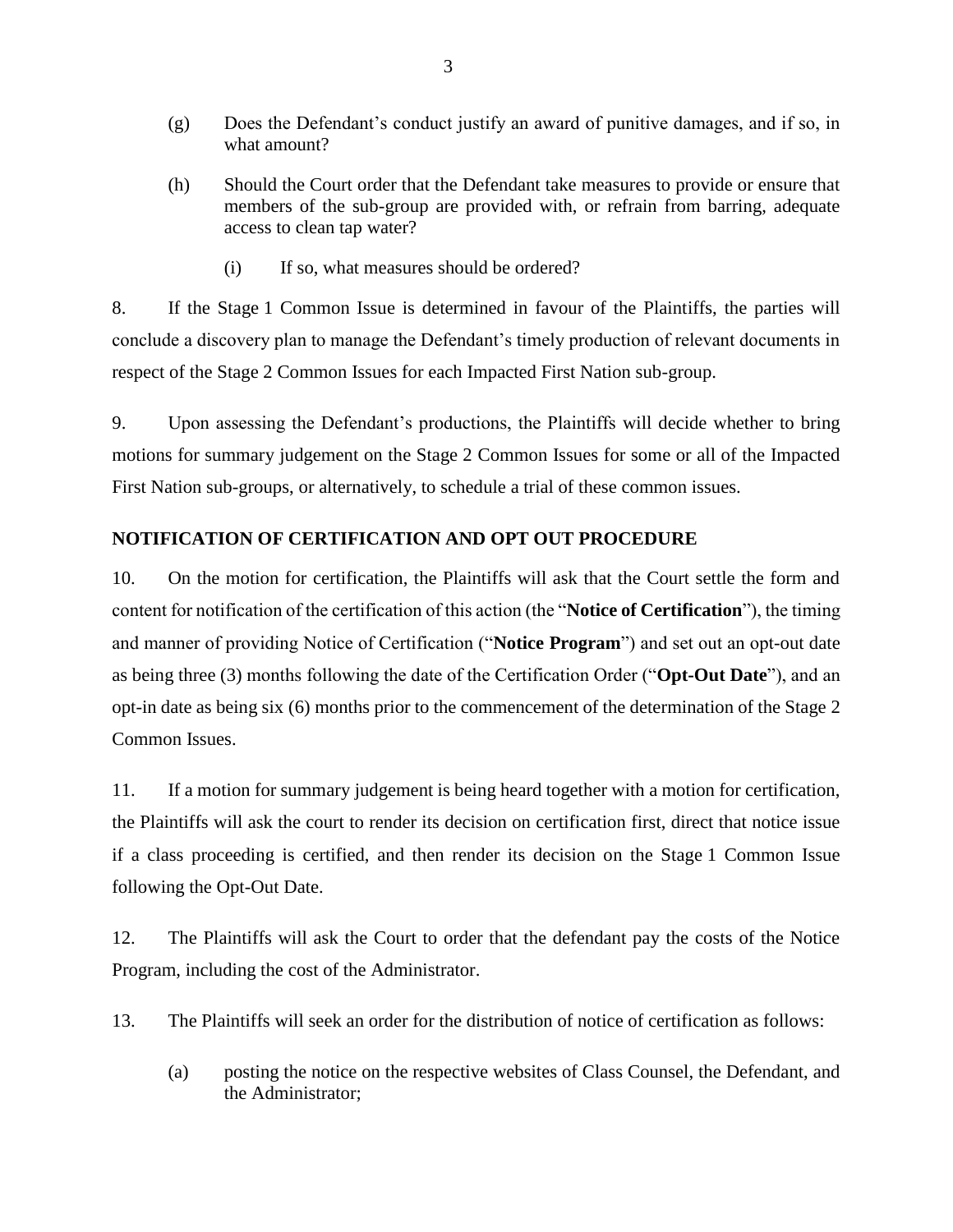(g) Does the Defendant's conduct justify an award of punitive damages, and if so, in what amount?

(h) Should the Court order that the Defendant take measures to provide or ensure that members of the sub-group are provided with, or refrain from barring, adequate access to clean tap water?

(i) If so, what measures should be ordered?

8. If the Stage 1 Common Issue is determined in favour of the Plaintiffs, the parties will conclude a discovery plan to manage the Defendant's timely production of relevant documents in respect of the Stage 2 Common Issues for each Impacted First Nation sub-group.

9. Upon assessing the Defendant's productions, the Plaintiffs will decide whether to bring motions for summary judgement on the Stage 2 Common Issues for some or all of the Impacted First Nation sub-groups, or alternatively, to schedule a trial of these common issues.

## NOTIFICATION OF CERTIFICATION AND OPT OUT PROCEDURE

10. On the motion for certification, the Plaintiffs will ask that the Court settle the form and content for notification of the certification of this action (the "**Notice of Certification**"), the timing and manner of providing Notice of Certification ("**Notice Program**") and set out an opt-out date as being three (3) months following the date of the Certification Order ("**Opt-Out Date**"), and an opt-in date as being six (6) months prior to the commencement of the determination of the Stage 2 Common Issues.

11. If a motion for summary judgement is being heard together with a motion for certification, the Plaintiffs will ask the court to render its decision on certification first, direct that notice issue if a class proceeding is certified, and then render its decision on the Stage 1 Common Issue following the Opt-Out Date.

12. The Plaintiffs will ask the Court to order that the defendant pay the costs of the Notice Program, including the cost of the Administrator.

13. The Plaintiffs will seek an order for the distribution of notice of certification as follows:

(a) posting the notice on the respective websites of Class Counsel, the Defendant, and the Administrator;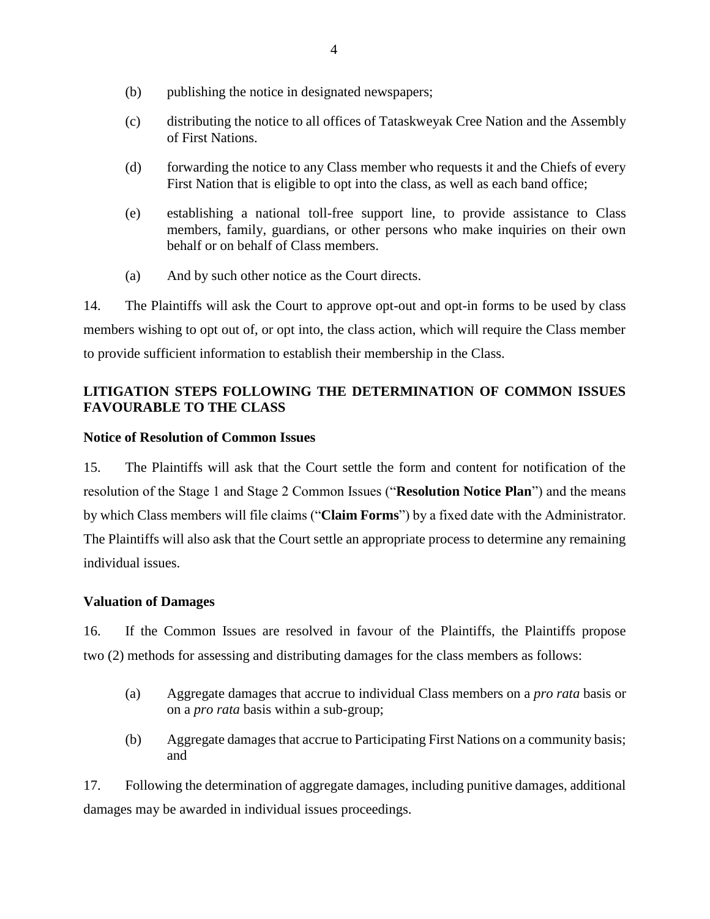(b) publishing the notice in designated newspapers;

(c) distributing the notice to all offices of Tataskweyak Cree Nation and the Assembly of First Nations.

(d) forwarding the notice to any Class member who requests it and the Chiefs of every First Nation that is eligible to opt into the class, as well as each band office;

(e) establishing a national toll-free support line, to provide assistance to Class members, family, guardians, or other persons who make inquiries on their own behalf or on behalf of Class members.

(a) And by such other notice as the Court directs.

14. The Plaintiffs will ask the Court to approve opt-out and opt-in forms to be used by class members wishing to opt out of, or opt into, the class action, which will require the Class member to provide sufficient information to establish their membership in the Class.

## LITIGATION STEPS FOLLOWING THE DETERMINATION OF COMMON ISSUES FAVOURABLE TO THE CLASS

### Notice of Resolution of Common Issues

15. The Plaintiffs will ask that the Court settle the form and content for notification of the resolution of the Stage 1 and Stage 2 Common Issues ("**Resolution Notice Plan**") and the means by which Class members will file claims ("**Claim Forms**") by a fixed date with the Administrator. The Plaintiffs will also ask that the Court settle an appropriate process to determine any remaining individual issues.

### Valuation of Damages

16. If the Common Issues are resolved in favour of the Plaintiffs, the Plaintiffs propose two (2) methods for assessing and distributing damages for the class members as follows:

(a) Aggregate damages that accrue to individual Class members on a *pro rata* basis or on a *pro rata* basis within a sub-group;

(b) Aggregate damages that accrue to Participating First Nations on a community basis; and

17. Following the determination of aggregate damages, including punitive damages, additional damages may be awarded in individual issues proceedings.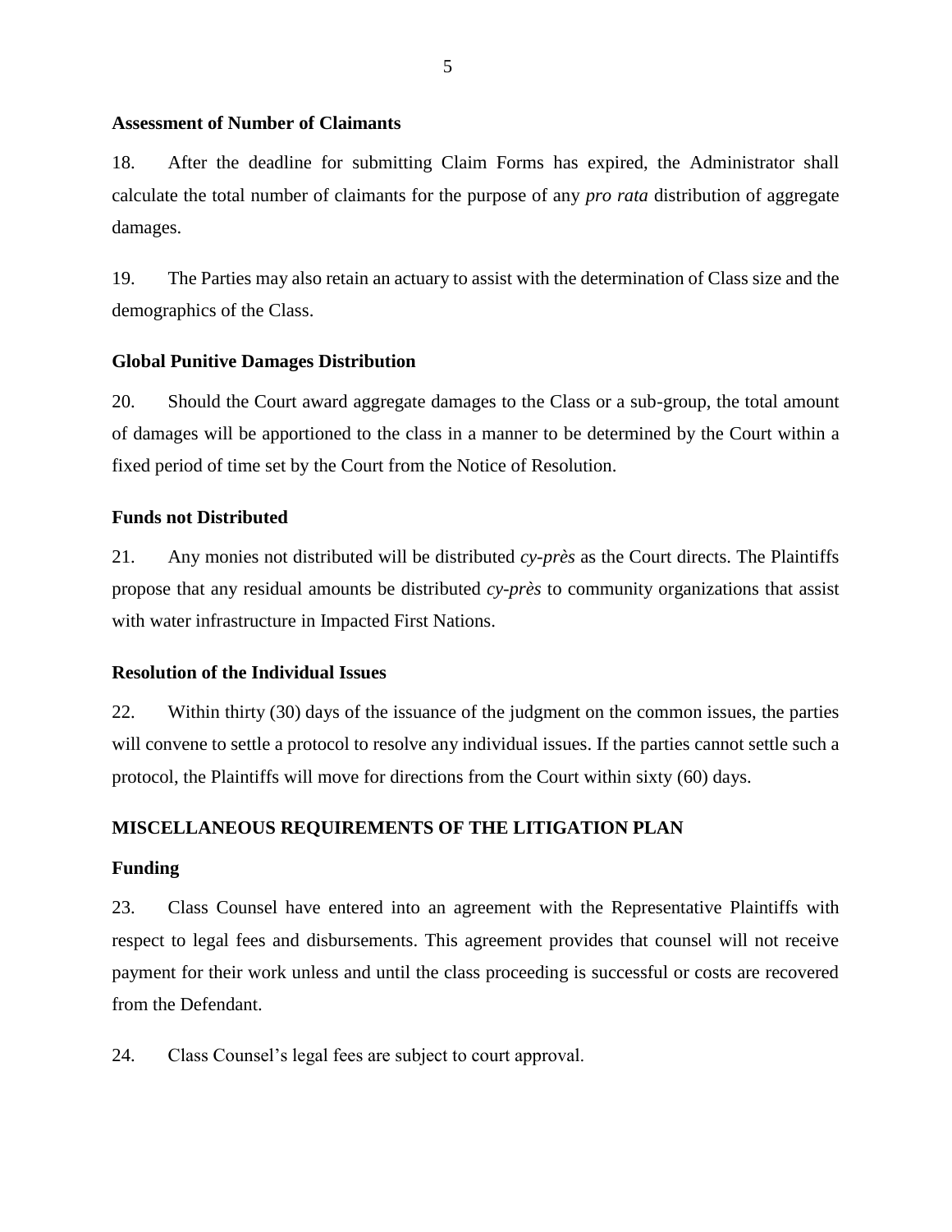**Assessment of Number of Claimants**

18. After the deadline for submitting Claim Forms has expired, the Administrator shall calculate the total number of claimants for the purpose of any *pro rata* distribution of aggregate damages.

19. The Parties may also retain an actuary to assist with the determination of Class size and the demographics of the Class.

**Global Punitive Damages Distribution**

20. Should the Court award aggregate damages to the Class or a sub-group, the total amount of damages will be apportioned to the class in a manner to be determined by the Court within a fixed period of time set by the Court from the Notice of Resolution.

**Funds not Distributed**

21. Any monies not distributed will be distributed *cy-près* as the Court directs. The Plaintiffs propose that any residual amounts be distributed *cy-près* to community organizations that assist with water infrastructure in Impacted First Nations.

**Resolution of the Individual Issues**

22. Within thirty (30) days of the issuance of the judgment on the common issues, the parties will convene to settle a protocol to resolve any individual issues. If the parties cannot settle such a protocol, the Plaintiffs will move for directions from the Court within sixty (60) days.

## MISCELLANEOUS REQUIREMENTS OF THE LITIGATION PLAN

**Funding**

23. Class Counsel have entered into an agreement with the Representative Plaintiffs with respect to legal fees and disbursements. This agreement provides that counsel will not receive payment for their work unless and until the class proceeding is successful or costs are recovered from the Defendant.

24. Class Counsel's legal fees are subject to court approval.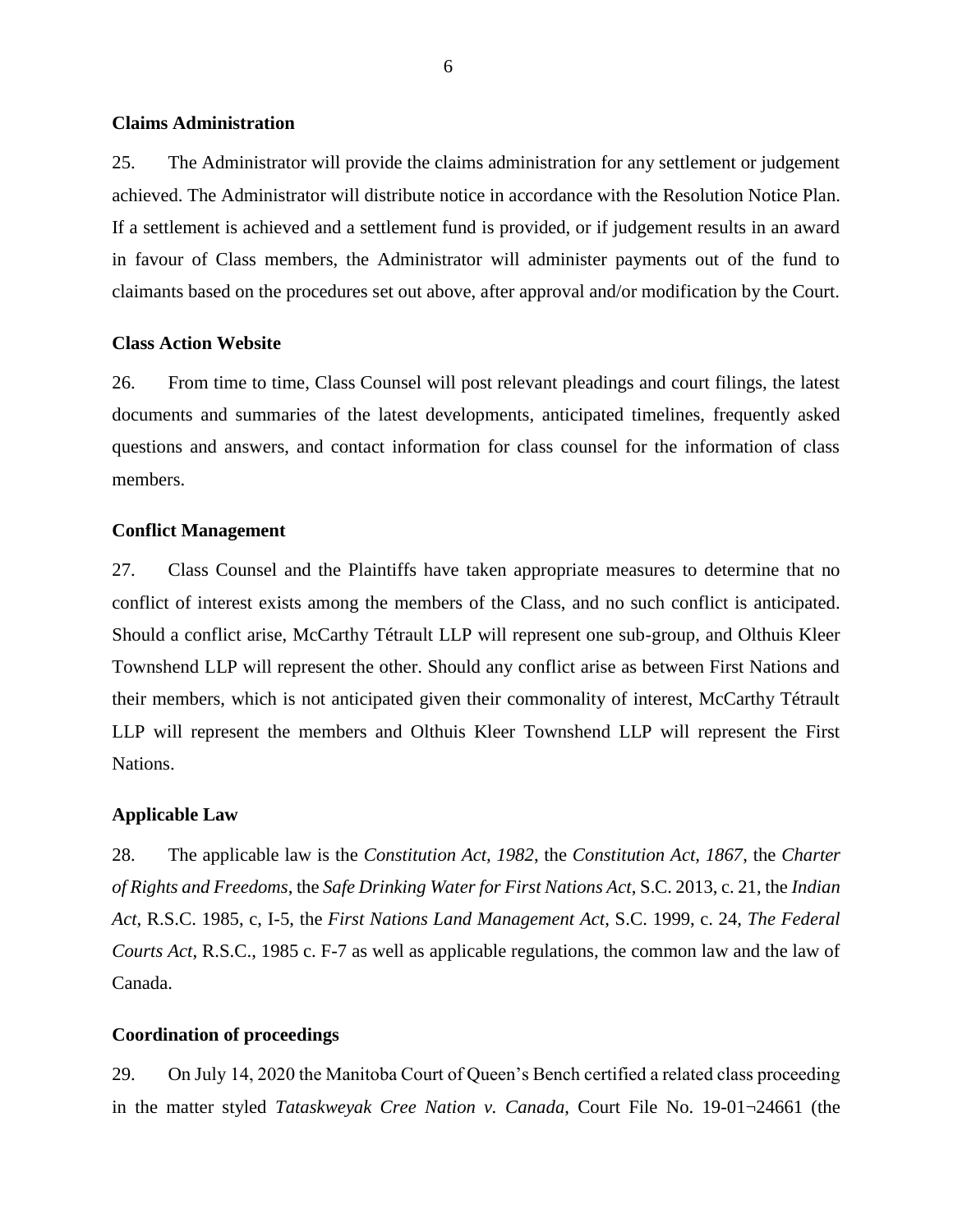**Claims Administration**

25. The Administrator will provide the claims administration for any settlement or judgement achieved. The Administrator will distribute notice in accordance with the Resolution Notice Plan. If a settlement is achieved and a settlement fund is provided, or if judgement results in an award in favour of Class members, the Administrator will administer payments out of the fund to claimants based on the procedures set out above, after approval and/or modification by the Court.

**Class Action Website**

26. From time to time, Class Counsel will post relevant pleadings and court filings, the latest documents and summaries of the latest developments, anticipated timelines, frequently asked questions and answers, and contact information for class counsel for the information of class members.

**Conflict Management**

27. Class Counsel and the Plaintiffs have taken appropriate measures to determine that no conflict of interest exists among the members of the Class, and no such conflict is anticipated. Should a conflict arise, McCarthy Tétrault LLP will represent one sub-group, and Olthuis Kleer Townshend LLP will represent the other. Should any conflict arise as between First Nations and their members, which is not anticipated given their commonality of interest, McCarthy Tétrault LLP will represent the members and Olthuis Kleer Townshend LLP will represent the First Nations.

**Applicable Law**

28. The applicable law is the *Constitution Act, 1982*, the *Constitution Act, 1867*, the *Charter of Rights and Freedoms*, the *Safe Drinking Water for First Nations Act*, S.C. 2013, c. 21, the *Indian Act*, R.S.C. 1985, c, I-5, the *First Nations Land Management Act*, S.C. 1999, c. 24, *The Federal Courts Act*, R.S.C., 1985 c. F-7 as well as applicable regulations, the common law and the law of Canada.

**Coordination of proceedings**

29. On July 14, 2020 the Manitoba Court of Queen's Bench certified a related class proceeding in the matter styled *Tataskweyak Cree Nation v. Canada*, Court File No. 19-01¬24661 (the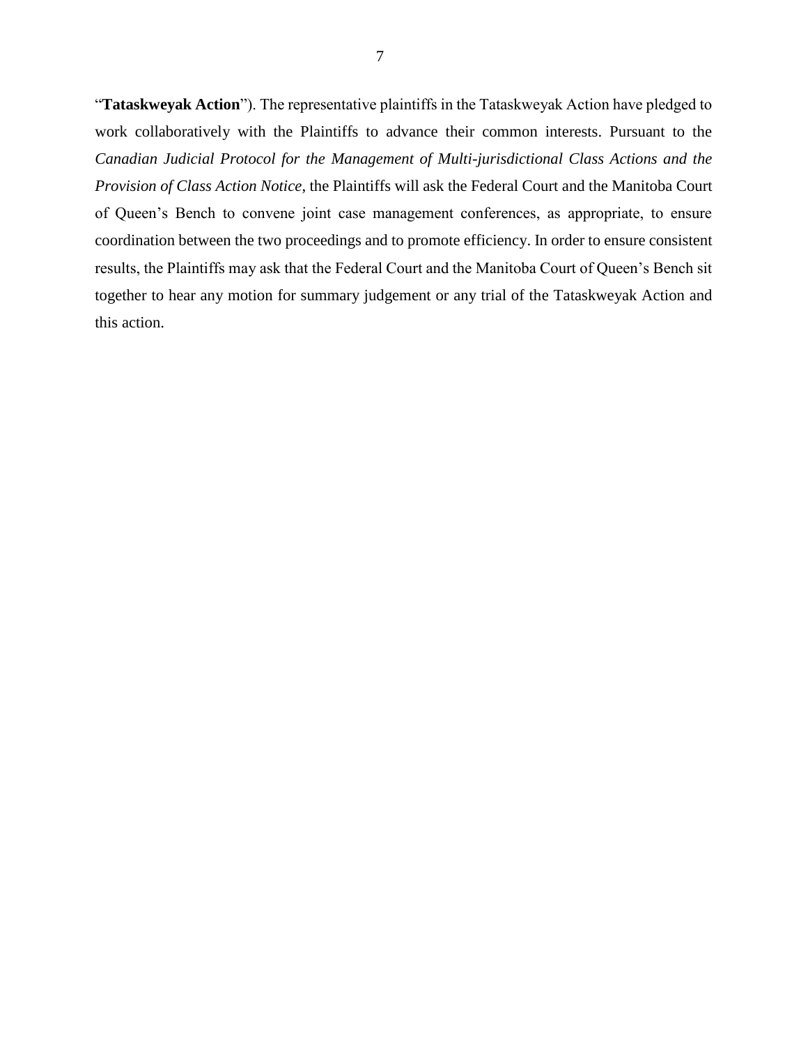"**Tataskweyak Action**"). The representative plaintiffs in the Tataskweyak Action have pledged to work collaboratively with the Plaintiffs to advance their common interests. Pursuant to the *Canadian Judicial Protocol for the Management of Multi-jurisdictional Class Actions and the Provision of Class Action Notice*, the Plaintiffs will ask the Federal Court and the Manitoba Court of Queen's Bench to convene joint case management conferences, as appropriate, to ensure coordination between the two proceedings and to promote efficiency. In order to ensure consistent results, the Plaintiffs may ask that the Federal Court and the Manitoba Court of Queen's Bench sit together to hear any motion for summary judgement or any trial of the Tataskweyak Action and this action.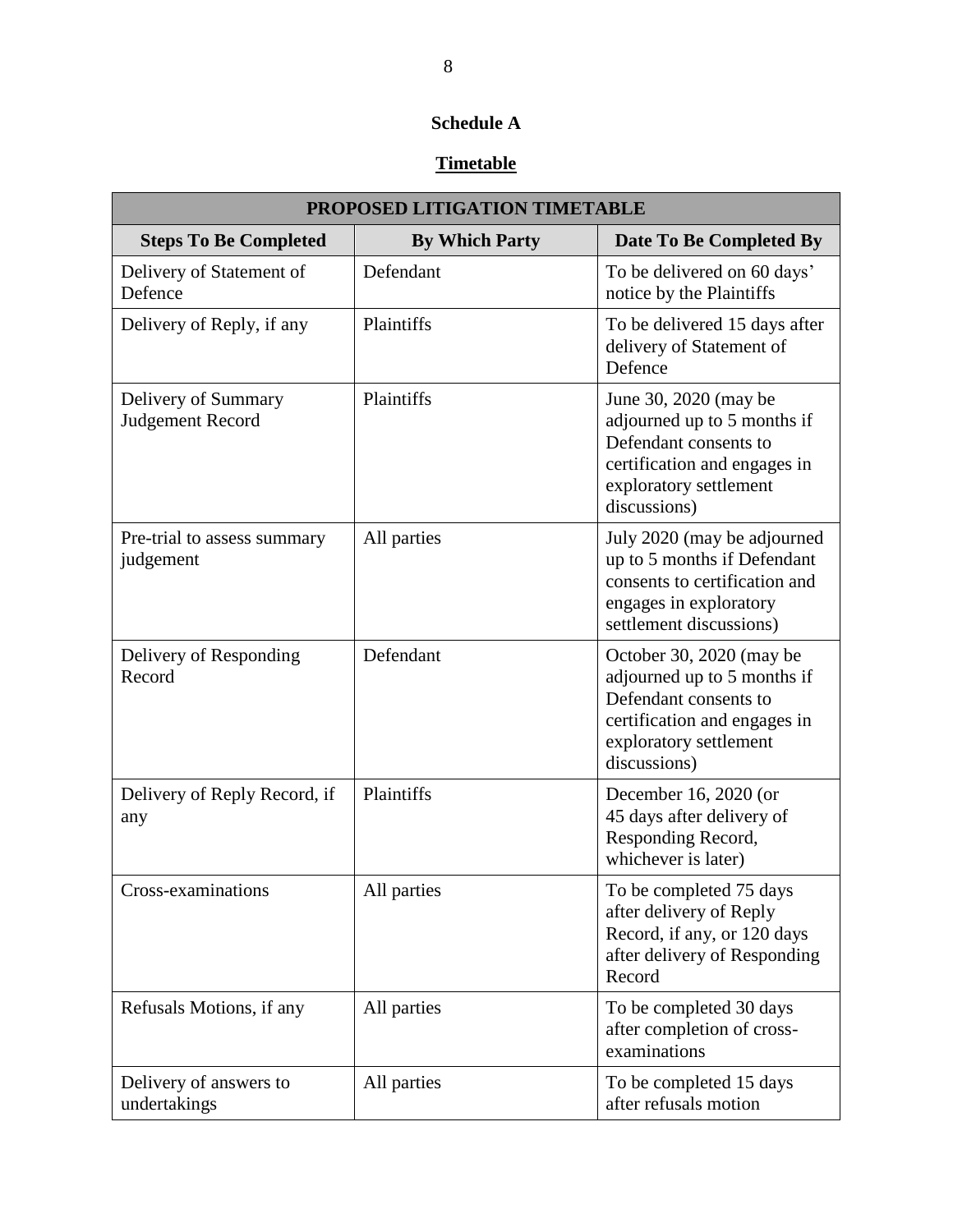**Schedule A**

**<u>Timetable</u>**

| PROPOSED LITIGATION TIMETABLE | | |
|---|---|---|
| **Steps To Be Completed** | **By Which Party** | **Date To Be Completed By** |
| Delivery of Statement of Defence | Defendant | To be delivered on 60 days' notice by the Plaintiffs |
| Delivery of Reply, if any | Plaintiffs | To be delivered 15 days after delivery of Statement of Defence |
| Delivery of Summary Judgement Record | Plaintiffs | June 30, 2020 (may be adjourned up to 5 months if Defendant consents to certification and engages in exploratory settlement discussions) |
| Pre-trial to assess summary judgement | All parties | July 2020 (may be adjourned up to 5 months if Defendant consents to certification and engages in exploratory settlement discussions) |
| Delivery of Responding Record | Defendant | October 30, 2020 (may be adjourned up to 5 months if Defendant consents to certification and engages in exploratory settlement discussions) |
| Delivery of Reply Record, if any | Plaintiffs | December 16, 2020 (or 45 days after delivery of Responding Record, whichever is later) |
| Cross-examinations | All parties | To be completed 75 days after delivery of Reply Record, if any, or 120 days after delivery of Responding Record |
| Refusals Motions, if any | All parties | To be completed 30 days after completion of cross-examinations |
| Delivery of answers to undertakings | All parties | To be completed 15 days after refusals motion |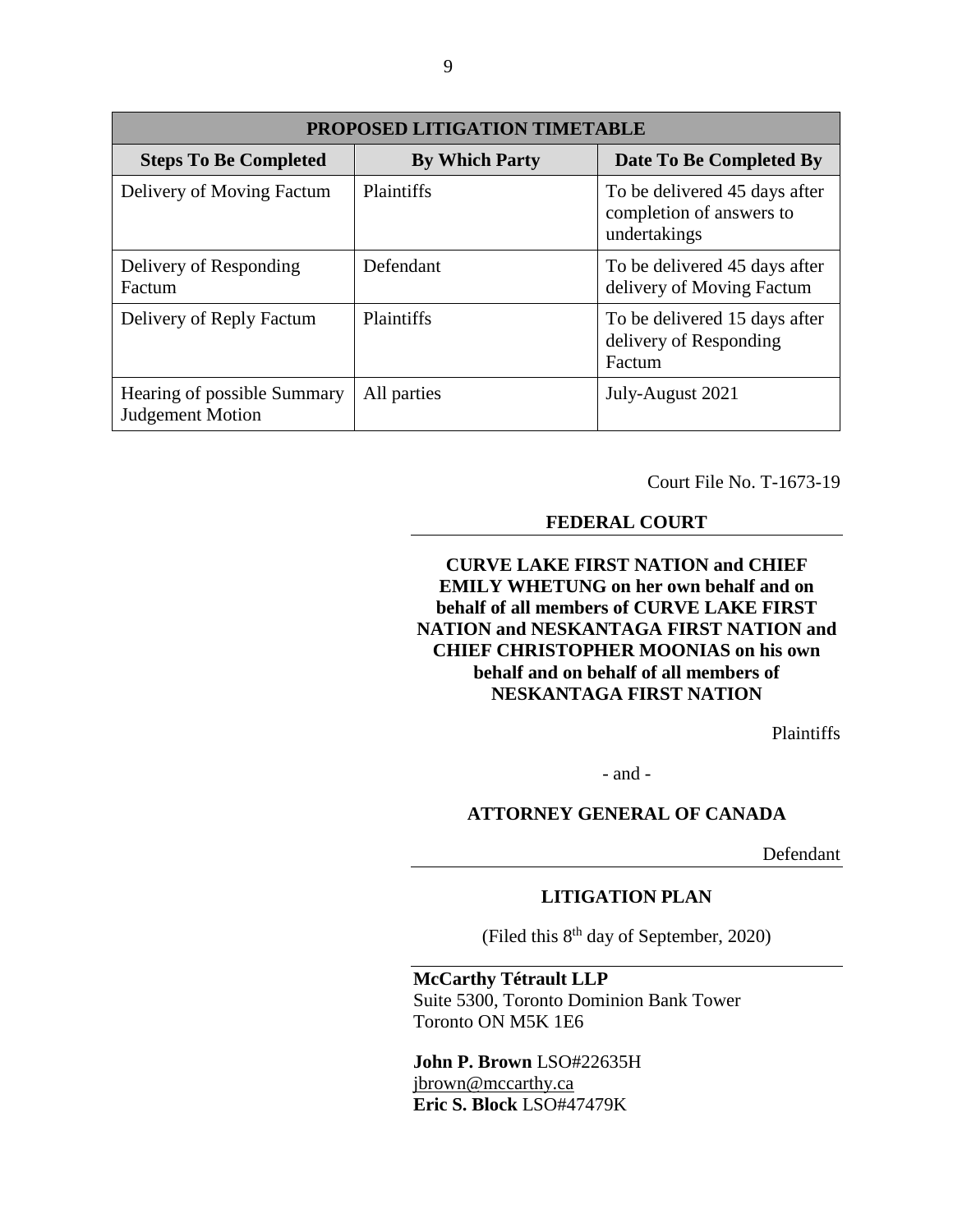| PROPOSED LITIGATION TIMETABLE | | |
|---|---|---|
| **Steps To Be Completed** | **By Which Party** | **Date To Be Completed By** |
| Delivery of Moving Factum | Plaintiffs | To be delivered 45 days after completion of answers to undertakings |
| Delivery of Responding Factum | Defendant | To be delivered 45 days after delivery of Moving Factum |
| Delivery of Reply Factum | Plaintiffs | To be delivered 15 days after delivery of Responding Factum |
| Hearing of possible Summary Judgement Motion | All parties | July-August 2021 |

Court File No. T-1673-19

**FEDERAL COURT**

**CURVE LAKE FIRST NATION and CHIEF EMILY WHETUNG on her own behalf and on behalf of all members of CURVE LAKE FIRST NATION and NESKANTAGA FIRST NATION and CHIEF CHRISTOPHER MOONIAS on his own behalf and on behalf of all members of NESKANTAGA FIRST NATION**

Plaintiffs

- and -

**ATTORNEY GENERAL OF CANADA**

Defendant

**LITIGATION PLAN**

(Filed this 8th day of September, 2020)

**McCarthy Tétrault LLP**
Suite 5300, Toronto Dominion Bank Tower
Toronto ON M5K 1E6

**John P. Brown** LSO#22635H
jbrown@mccarthy.ca
**Eric S. Block** LSO#47479K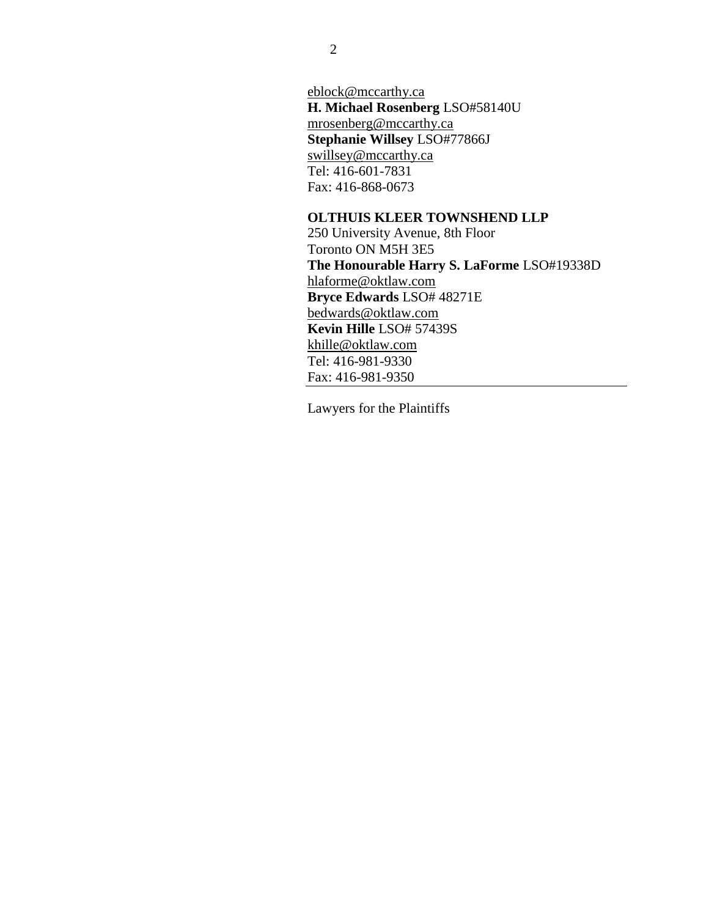eblock@mccarthy.ca
**H. Michael Rosenberg** LSO#58140U
mrosenberg@mccarthy.ca
**Stephanie Willsey** LSO#77866J
swillsey@mccarthy.ca
Tel: 416-601-7831
Fax: 416-868-0673

**OLTHUIS KLEER TOWNSHEND LLP**
250 University Avenue, 8th Floor
Toronto ON M5H 3E5
**The Honourable Harry S. LaForme** LSO#19338D
hlaforme@oktlaw.com
**Bryce Edwards** LSO# 48271E
bedwards@oktlaw.com
**Kevin Hille** LSO# 57439S
khille@oktlaw.com
Tel: 416-981-9330
Fax: 416-981-9350

Lawyers for the Plaintiffs